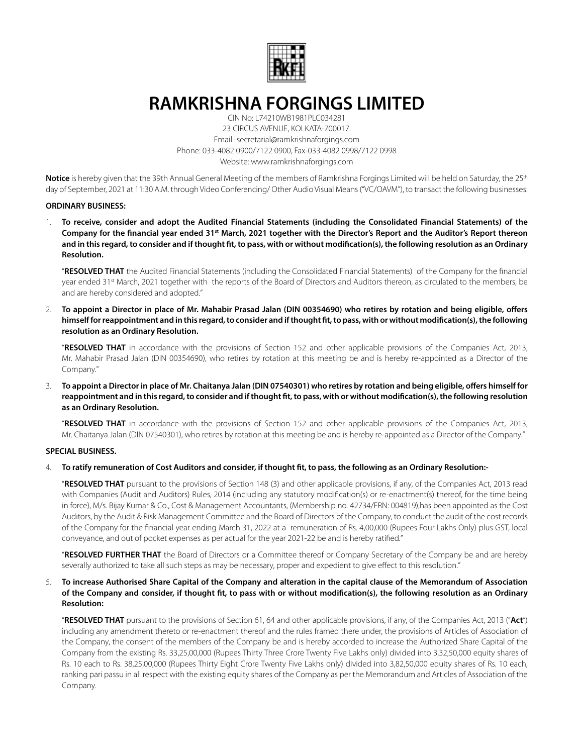# RAMKRISHNA FORGINGS LIMITED

CIN No: L74210WB1981PLC034281
23 CIRCUS AVENUE, KOLKATA-700017.
Email- secretarial@ramkrishnaforgings.com
Phone: 033-4082 0900/7122 0900, Fax-033-4082 0998/7122 0998
Website: www.ramkrishnaforgings.com

**Notice** is hereby given that the 39th Annual General Meeting of the members of Ramkrishna Forgings Limited will be held on Saturday, the 25th day of September, 2021 at 11:30 A.M. through Video Conferencing/ Other Audio Visual Means ("VC/OAVM"), to transact the following businesses:

**ORDINARY BUSINESS:**

1. **To receive, consider and adopt the Audited Financial Statements (including the Consolidated Financial Statements) of the Company for the financial year ended 31st March, 2021 together with the Director's Report and the Auditor's Report thereon and in this regard, to consider and if thought fit, to pass, with or without modification(s), the following resolution as an Ordinary Resolution.**

   "**RESOLVED THAT** the Audited Financial Statements (including the Consolidated Financial Statements) of the Company for the financial year ended 31st March, 2021 together with the reports of the Board of Directors and Auditors thereon, as circulated to the members, be and are hereby considered and adopted."

2. **To appoint a Director in place of Mr. Mahabir Prasad Jalan (DIN 00354690) who retires by rotation and being eligible, offers himself for reappointment and in this regard, to consider and if thought fit, to pass, with or without modification(s), the following resolution as an Ordinary Resolution.**

   "**RESOLVED THAT** in accordance with the provisions of Section 152 and other applicable provisions of the Companies Act, 2013, Mr. Mahabir Prasad Jalan (DIN 00354690), who retires by rotation at this meeting be and is hereby re-appointed as a Director of the Company."

3. **To appoint a Director in place of Mr. Chaitanya Jalan (DIN 07540301) who retires by rotation and being eligible, offers himself for reappointment and in this regard, to consider and if thought fit, to pass, with or without modification(s), the following resolution as an Ordinary Resolution.**

   "**RESOLVED THAT** in accordance with the provisions of Section 152 and other applicable provisions of the Companies Act, 2013, Mr. Chaitanya Jalan (DIN 07540301), who retires by rotation at this meeting be and is hereby re-appointed as a Director of the Company."

**SPECIAL BUSINESS.**

4. **To ratify remuneration of Cost Auditors and consider, if thought fit, to pass, the following as an Ordinary Resolution:-**

   "**RESOLVED THAT** pursuant to the provisions of Section 148 (3) and other applicable provisions, if any, of the Companies Act, 2013 read with Companies (Audit and Auditors) Rules, 2014 (including any statutory modification(s) or re-enactment(s) thereof, for the time being in force), M/s. Bijay Kumar & Co., Cost & Management Accountants, (Membership no. 42734/FRN: 004819),has been appointed as the Cost Auditors, by the Audit & Risk Management Committee and the Board of Directors of the Company, to conduct the audit of the cost records of the Company for the financial year ending March 31, 2022 at a remuneration of Rs. 4,00,000 (Rupees Four Lakhs Only) plus GST, local conveyance, and out of pocket expenses as per actual for the year 2021-22 be and is hereby ratified."

   "**RESOLVED FURTHER THAT** the Board of Directors or a Committee thereof or Company Secretary of the Company be and are hereby severally authorized to take all such steps as may be necessary, proper and expedient to give effect to this resolution."

5. **To increase Authorised Share Capital of the Company and alteration in the capital clause of the Memorandum of Association of the Company and consider, if thought fit, to pass with or without modification(s), the following resolution as an Ordinary Resolution:**

   "**RESOLVED THAT** pursuant to the provisions of Section 61, 64 and other applicable provisions, if any, of the Companies Act, 2013 ("**Act**") including any amendment thereto or re-enactment thereof and the rules framed there under, the provisions of Articles of Association of the Company, the consent of the members of the Company be and is hereby accorded to increase the Authorized Share Capital of the Company from the existing Rs. 33,25,00,000 (Rupees Thirty Three Crore Twenty Five Lakhs only) divided into 3,32,50,000 equity shares of Rs. 10 each to Rs. 38,25,00,000 (Rupees Thirty Eight Crore Twenty Five Lakhs only) divided into 3,82,50,000 equity shares of Rs. 10 each, ranking pari passu in all respect with the existing equity shares of the Company as per the Memorandum and Articles of Association of the Company.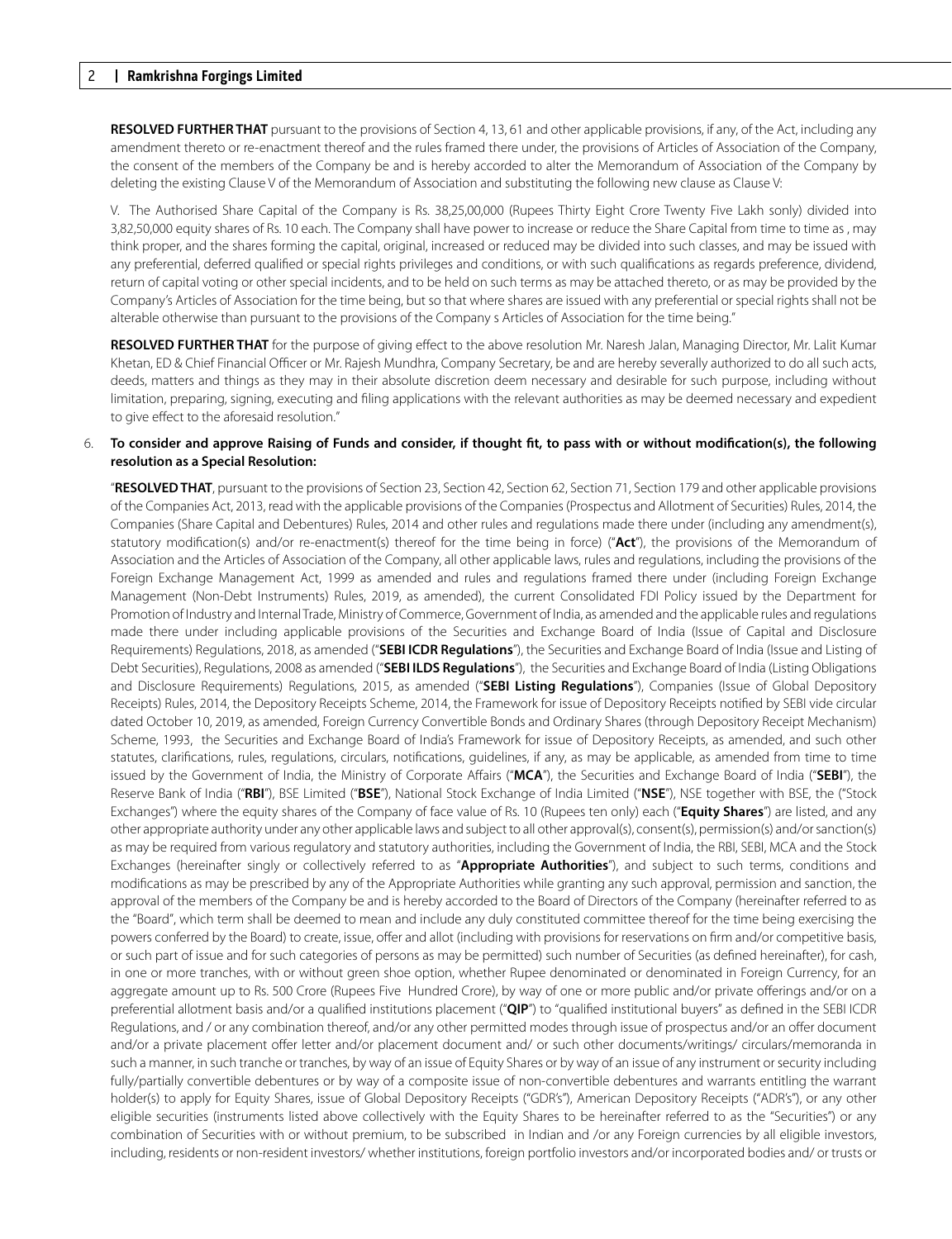**RESOLVED FURTHER THAT** pursuant to the provisions of Section 4, 13, 61 and other applicable provisions, if any, of the Act, including any amendment thereto or re-enactment thereof and the rules framed there under, the provisions of Articles of Association of the Company, the consent of the members of the Company be and is hereby accorded to alter the Memorandum of Association of the Company by deleting the existing Clause V of the Memorandum of Association and substituting the following new clause as Clause V:

V. The Authorised Share Capital of the Company is Rs. 38,25,00,000 (Rupees Thirty Eight Crore Twenty Five Lakh sonly) divided into 3,82,50,000 equity shares of Rs. 10 each. The Company shall have power to increase or reduce the Share Capital from time to time as , may think proper, and the shares forming the capital, original, increased or reduced may be divided into such classes, and may be issued with any preferential, deferred qualified or special rights privileges and conditions, or with such qualifications as regards preference, dividend, return of capital voting or other special incidents, and to be held on such terms as may be attached thereto, or as may be provided by the Company's Articles of Association for the time being, but so that where shares are issued with any preferential or special rights shall not be alterable otherwise than pursuant to the provisions of the Company s Articles of Association for the time being."

**RESOLVED FURTHER THAT** for the purpose of giving effect to the above resolution Mr. Naresh Jalan, Managing Director, Mr. Lalit Kumar Khetan, ED & Chief Financial Officer or Mr. Rajesh Mundhra, Company Secretary, be and are hereby severally authorized to do all such acts, deeds, matters and things as they may in their absolute discretion deem necessary and desirable for such purpose, including without limitation, preparing, signing, executing and filing applications with the relevant authorities as may be deemed necessary and expedient to give effect to the aforesaid resolution."

6. **To consider and approve Raising of Funds and consider, if thought fit, to pass with or without modification(s), the following resolution as a Special Resolution:**

"**RESOLVED THAT**, pursuant to the provisions of Section 23, Section 42, Section 62, Section 71, Section 179 and other applicable provisions of the Companies Act, 2013, read with the applicable provisions of the Companies (Prospectus and Allotment of Securities) Rules, 2014, the Companies (Share Capital and Debentures) Rules, 2014 and other rules and regulations made there under (including any amendment(s), statutory modification(s) and/or re-enactment(s) thereof for the time being in force) ("**Act**"), the provisions of the Memorandum of Association and the Articles of Association of the Company, all other applicable laws, rules and regulations, including the provisions of the Foreign Exchange Management Act, 1999 as amended and rules and regulations framed there under (including Foreign Exchange Management (Non-Debt Instruments) Rules, 2019, as amended), the current Consolidated FDI Policy issued by the Department for Promotion of Industry and Internal Trade, Ministry of Commerce, Government of India, as amended and the applicable rules and regulations made there under including applicable provisions of the Securities and Exchange Board of India (Issue of Capital and Disclosure Requirements) Regulations, 2018, as amended ("**SEBI ICDR Regulations**"), the Securities and Exchange Board of India (Issue and Listing of Debt Securities), Regulations, 2008 as amended ("**SEBI ILDS Regulations**"), the Securities and Exchange Board of India (Listing Obligations and Disclosure Requirements) Regulations, 2015, as amended ("**SEBI Listing Regulations**"), Companies (Issue of Global Depository Receipts) Rules, 2014, the Depository Receipts Scheme, 2014, the Framework for issue of Depository Receipts notified by SEBI vide circular dated October 10, 2019, as amended, Foreign Currency Convertible Bonds and Ordinary Shares (through Depository Receipt Mechanism) Scheme, 1993, the Securities and Exchange Board of India's Framework for issue of Depository Receipts, as amended, and such other statutes, clarifications, rules, regulations, circulars, notifications, guidelines, if any, as may be applicable, as amended from time to time issued by the Government of India, the Ministry of Corporate Affairs ("**MCA**"), the Securities and Exchange Board of India ("**SEBI**"), the Reserve Bank of India ("**RBI**"), BSE Limited ("**BSE**"), National Stock Exchange of India Limited ("**NSE**"), NSE together with BSE, the ("Stock Exchanges") where the equity shares of the Company of face value of Rs. 10 (Rupees ten only) each ("**Equity Shares**") are listed, and any other appropriate authority under any other applicable laws and subject to all other approval(s), consent(s), permission(s) and/or sanction(s) as may be required from various regulatory and statutory authorities, including the Government of India, the RBI, SEBI, MCA and the Stock Exchanges (hereinafter singly or collectively referred to as "**Appropriate Authorities**"), and subject to such terms, conditions and modifications as may be prescribed by any of the Appropriate Authorities while granting any such approval, permission and sanction, the approval of the members of the Company be and is hereby accorded to the Board of Directors of the Company (hereinafter referred to as the "Board", which term shall be deemed to mean and include any duly constituted committee thereof for the time being exercising the powers conferred by the Board) to create, issue, offer and allot (including with provisions for reservations on firm and/or competitive basis, or such part of issue and for such categories of persons as may be permitted) such number of Securities (as defined hereinafter), for cash, in one or more tranches, with or without green shoe option, whether Rupee denominated or denominated in Foreign Currency, for an aggregate amount up to Rs. 500 Crore (Rupees Five Hundred Crore), by way of one or more public and/or private offerings and/or on a preferential allotment basis and/or a qualified institutions placement ("**QIP**") to "qualified institutional buyers" as defined in the SEBI ICDR Regulations, and / or any combination thereof, and/or any other permitted modes through issue of prospectus and/or an offer document and/or a private placement offer letter and/or placement document and/ or such other documents/writings/ circulars/memoranda in such a manner, in such tranche or tranches, by way of an issue of Equity Shares or by way of an issue of any instrument or security including fully/partially convertible debentures or by way of a composite issue of non-convertible debentures and warrants entitling the warrant holder(s) to apply for Equity Shares, issue of Global Depository Receipts ("GDR's"), American Depository Receipts ("ADR's"), or any other eligible securities (instruments listed above collectively with the Equity Shares to be hereinafter referred to as the "Securities") or any combination of Securities with or without premium, to be subscribed in Indian and /or any Foreign currencies by all eligible investors, including, residents or non-resident investors/ whether institutions, foreign portfolio investors and/or incorporated bodies and/ or trusts or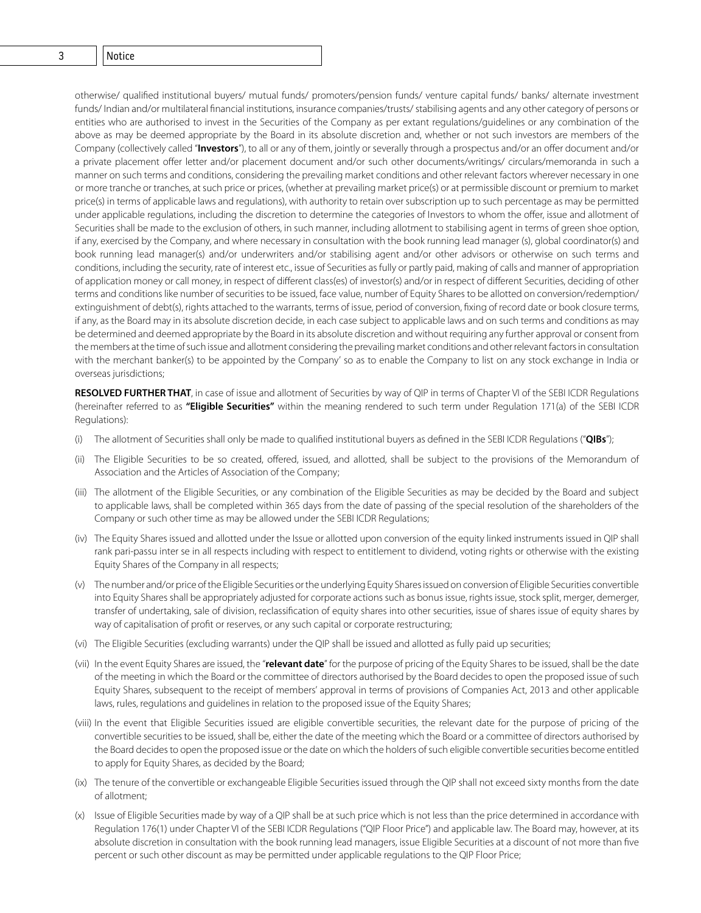otherwise/ qualified institutional buyers/ mutual funds/ promoters/pension funds/ venture capital funds/ banks/ alternate investment funds/ Indian and/or multilateral financial institutions, insurance companies/trusts/ stabilising agents and any other category of persons or entities who are authorised to invest in the Securities of the Company as per extant regulations/guidelines or any combination of the above as may be deemed appropriate by the Board in its absolute discretion and, whether or not such investors are members of the Company (collectively called "**Investors**"), to all or any of them, jointly or severally through a prospectus and/or an offer document and/or a private placement offer letter and/or placement document and/or such other documents/writings/ circulars/memoranda in such a manner on such terms and conditions, considering the prevailing market conditions and other relevant factors wherever necessary in one or more tranche or tranches, at such price or prices, (whether at prevailing market price(s) or at permissible discount or premium to market price(s) in terms of applicable laws and regulations), with authority to retain over subscription up to such percentage as may be permitted under applicable regulations, including the discretion to determine the categories of Investors to whom the offer, issue and allotment of Securities shall be made to the exclusion of others, in such manner, including allotment to stabilising agent in terms of green shoe option, if any, exercised by the Company, and where necessary in consultation with the book running lead manager (s), global coordinator(s) and book running lead manager(s) and/or underwriters and/or stabilising agent and/or other advisors or otherwise on such terms and conditions, including the security, rate of interest etc., issue of Securities as fully or partly paid, making of calls and manner of appropriation of application money or call money, in respect of different class(es) of investor(s) and/or in respect of different Securities, deciding of other terms and conditions like number of securities to be issued, face value, number of Equity Shares to be allotted on conversion/redemption/ extinguishment of debt(s), rights attached to the warrants, terms of issue, period of conversion, fixing of record date or book closure terms, if any, as the Board may in its absolute discretion decide, in each case subject to applicable laws and on such terms and conditions as may be determined and deemed appropriate by the Board in its absolute discretion and without requiring any further approval or consent from the members at the time of such issue and allotment considering the prevailing market conditions and other relevant factors in consultation with the merchant banker(s) to be appointed by the Company' so as to enable the Company to list on any stock exchange in India or overseas jurisdictions;

**RESOLVED FURTHER THAT**, in case of issue and allotment of Securities by way of QIP in terms of Chapter VI of the SEBI ICDR Regulations (hereinafter referred to as **"Eligible Securities"** within the meaning rendered to such term under Regulation 171(a) of the SEBI ICDR Regulations):

(i) The allotment of Securities shall only be made to qualified institutional buyers as defined in the SEBI ICDR Regulations ("**QIBs**");

(ii) The Eligible Securities to be so created, offered, issued, and allotted, shall be subject to the provisions of the Memorandum of Association and the Articles of Association of the Company;

(iii) The allotment of the Eligible Securities, or any combination of the Eligible Securities as may be decided by the Board and subject to applicable laws, shall be completed within 365 days from the date of passing of the special resolution of the shareholders of the Company or such other time as may be allowed under the SEBI ICDR Regulations;

(iv) The Equity Shares issued and allotted under the Issue or allotted upon conversion of the equity linked instruments issued in QIP shall rank pari-passu inter se in all respects including with respect to entitlement to dividend, voting rights or otherwise with the existing Equity Shares of the Company in all respects;

(v) The number and/or price of the Eligible Securities or the underlying Equity Shares issued on conversion of Eligible Securities convertible into Equity Shares shall be appropriately adjusted for corporate actions such as bonus issue, rights issue, stock split, merger, demerger, transfer of undertaking, sale of division, reclassification of equity shares into other securities, issue of shares issue of equity shares by way of capitalisation of profit or reserves, or any such capital or corporate restructuring;

(vi) The Eligible Securities (excluding warrants) under the QIP shall be issued and allotted as fully paid up securities;

(vii) In the event Equity Shares are issued, the "**relevant date**" for the purpose of pricing of the Equity Shares to be issued, shall be the date of the meeting in which the Board or the committee of directors authorised by the Board decides to open the proposed issue of such Equity Shares, subsequent to the receipt of members' approval in terms of provisions of Companies Act, 2013 and other applicable laws, rules, regulations and guidelines in relation to the proposed issue of the Equity Shares;

(viii) In the event that Eligible Securities issued are eligible convertible securities, the relevant date for the purpose of pricing of the convertible securities to be issued, shall be, either the date of the meeting which the Board or a committee of directors authorised by the Board decides to open the proposed issue or the date on which the holders of such eligible convertible securities become entitled to apply for Equity Shares, as decided by the Board;

(ix) The tenure of the convertible or exchangeable Eligible Securities issued through the QIP shall not exceed sixty months from the date of allotment;

(x) Issue of Eligible Securities made by way of a QIP shall be at such price which is not less than the price determined in accordance with Regulation 176(1) under Chapter VI of the SEBI ICDR Regulations ("QIP Floor Price") and applicable law. The Board may, however, at its absolute discretion in consultation with the book running lead managers, issue Eligible Securities at a discount of not more than five percent or such other discount as may be permitted under applicable regulations to the QIP Floor Price;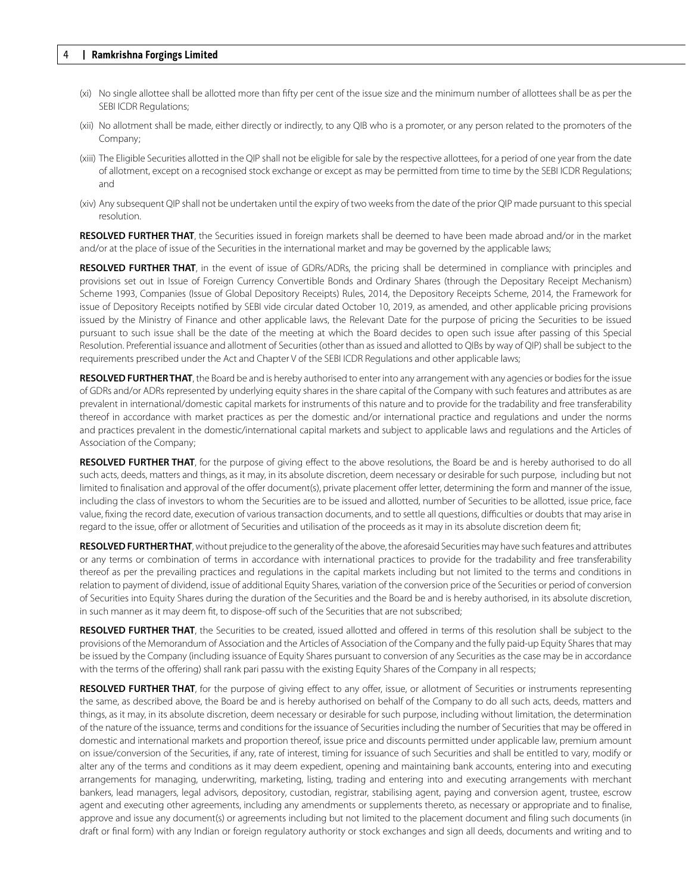(xi) No single allottee shall be allotted more than fifty per cent of the issue size and the minimum number of allottees shall be as per the SEBI ICDR Regulations;

(xii) No allotment shall be made, either directly or indirectly, to any QIB who is a promoter, or any person related to the promoters of the Company;

(xiii) The Eligible Securities allotted in the QIP shall not be eligible for sale by the respective allottees, for a period of one year from the date of allotment, except on a recognised stock exchange or except as may be permitted from time to time by the SEBI ICDR Regulations; and

(xiv) Any subsequent QIP shall not be undertaken until the expiry of two weeks from the date of the prior QIP made pursuant to this special resolution.

**RESOLVED FURTHER THAT**, the Securities issued in foreign markets shall be deemed to have been made abroad and/or in the market and/or at the place of issue of the Securities in the international market and may be governed by the applicable laws;

**RESOLVED FURTHER THAT**, in the event of issue of GDRs/ADRs, the pricing shall be determined in compliance with principles and provisions set out in Issue of Foreign Currency Convertible Bonds and Ordinary Shares (through the Depositary Receipt Mechanism) Scheme 1993, Companies (Issue of Global Depository Receipts) Rules, 2014, the Depository Receipts Scheme, 2014, the Framework for issue of Depository Receipts notified by SEBI vide circular dated October 10, 2019, as amended, and other applicable pricing provisions issued by the Ministry of Finance and other applicable laws, the Relevant Date for the purpose of pricing the Securities to be issued pursuant to such issue shall be the date of the meeting at which the Board decides to open such issue after passing of this Special Resolution. Preferential issuance and allotment of Securities (other than as issued and allotted to QIBs by way of QIP) shall be subject to the requirements prescribed under the Act and Chapter V of the SEBI ICDR Regulations and other applicable laws;

**RESOLVED FURTHER THAT**, the Board be and is hereby authorised to enter into any arrangement with any agencies or bodies for the issue of GDRs and/or ADRs represented by underlying equity shares in the share capital of the Company with such features and attributes as are prevalent in international/domestic capital markets for instruments of this nature and to provide for the tradability and free transferability thereof in accordance with market practices as per the domestic and/or international practice and regulations and under the norms and practices prevalent in the domestic/international capital markets and subject to applicable laws and regulations and the Articles of Association of the Company;

**RESOLVED FURTHER THAT**, for the purpose of giving effect to the above resolutions, the Board be and is hereby authorised to do all such acts, deeds, matters and things, as it may, in its absolute discretion, deem necessary or desirable for such purpose, including but not limited to finalisation and approval of the offer document(s), private placement offer letter, determining the form and manner of the issue, including the class of investors to whom the Securities are to be issued and allotted, number of Securities to be allotted, issue price, face value, fixing the record date, execution of various transaction documents, and to settle all questions, difficulties or doubts that may arise in regard to the issue, offer or allotment of Securities and utilisation of the proceeds as it may in its absolute discretion deem fit;

**RESOLVED FURTHER THAT**, without prejudice to the generality of the above, the aforesaid Securities may have such features and attributes or any terms or combination of terms in accordance with international practices to provide for the tradability and free transferability thereof as per the prevailing practices and regulations in the capital markets including but not limited to the terms and conditions in relation to payment of dividend, issue of additional Equity Shares, variation of the conversion price of the Securities or period of conversion of Securities into Equity Shares during the duration of the Securities and the Board be and is hereby authorised, in its absolute discretion, in such manner as it may deem fit, to dispose-off such of the Securities that are not subscribed;

**RESOLVED FURTHER THAT**, the Securities to be created, issued allotted and offered in terms of this resolution shall be subject to the provisions of the Memorandum of Association and the Articles of Association of the Company and the fully paid-up Equity Shares that may be issued by the Company (including issuance of Equity Shares pursuant to conversion of any Securities as the case may be in accordance with the terms of the offering) shall rank pari passu with the existing Equity Shares of the Company in all respects;

**RESOLVED FURTHER THAT**, for the purpose of giving effect to any offer, issue, or allotment of Securities or instruments representing the same, as described above, the Board be and is hereby authorised on behalf of the Company to do all such acts, deeds, matters and things, as it may, in its absolute discretion, deem necessary or desirable for such purpose, including without limitation, the determination of the nature of the issuance, terms and conditions for the issuance of Securities including the number of Securities that may be offered in domestic and international markets and proportion thereof, issue price and discounts permitted under applicable law, premium amount on issue/conversion of the Securities, if any, rate of interest, timing for issuance of such Securities and shall be entitled to vary, modify or alter any of the terms and conditions as it may deem expedient, opening and maintaining bank accounts, entering into and executing arrangements for managing, underwriting, marketing, listing, trading and entering into and executing arrangements with merchant bankers, lead managers, legal advisors, depository, custodian, registrar, stabilising agent, paying and conversion agent, trustee, escrow agent and executing other agreements, including any amendments or supplements thereto, as necessary or appropriate and to finalise, approve and issue any document(s) or agreements including but not limited to the placement document and filing such documents (in draft or final form) with any Indian or foreign regulatory authority or stock exchanges and sign all deeds, documents and writing and to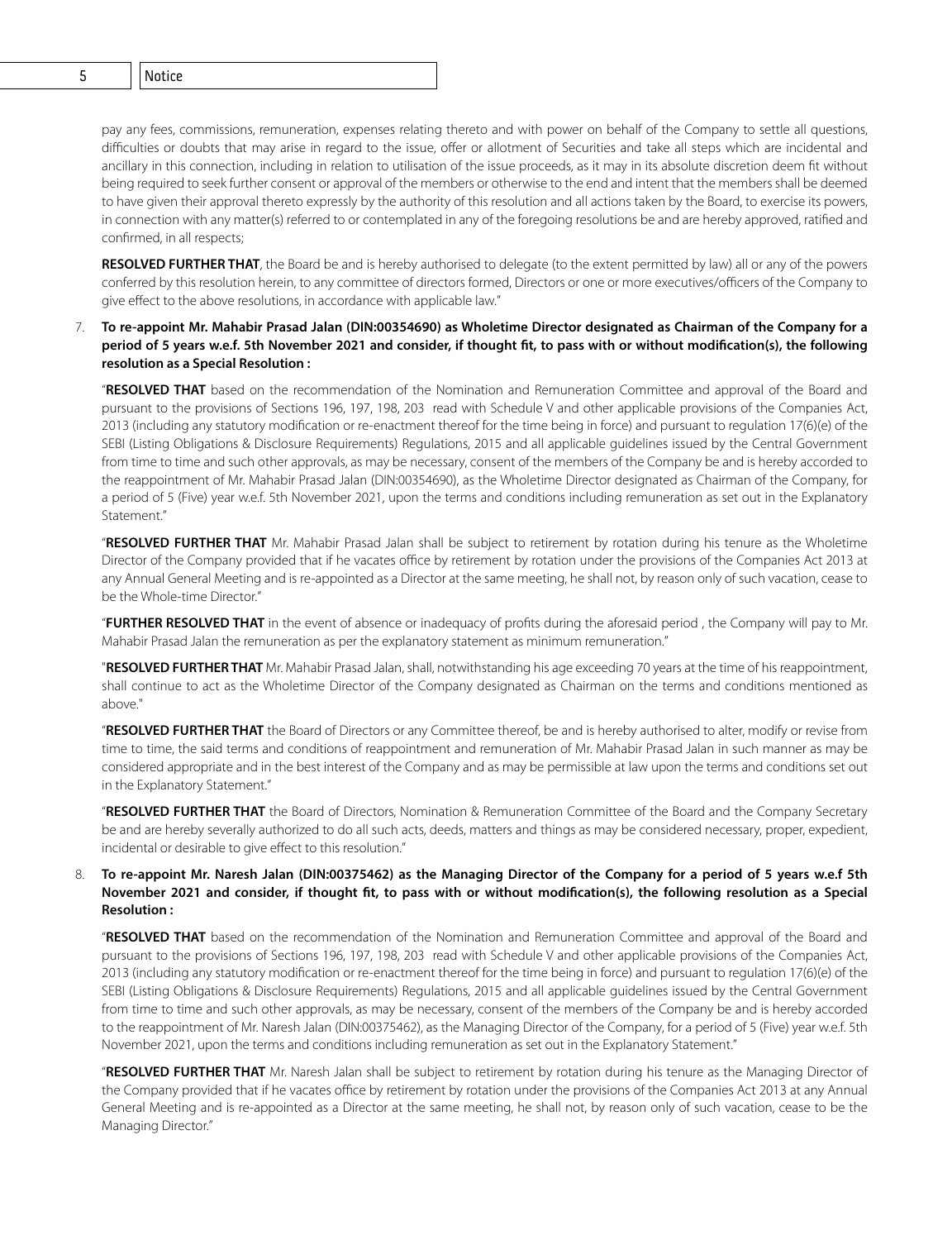pay any fees, commissions, remuneration, expenses relating thereto and with power on behalf of the Company to settle all questions, difficulties or doubts that may arise in regard to the issue, offer or allotment of Securities and take all steps which are incidental and ancillary in this connection, including in relation to utilisation of the issue proceeds, as it may in its absolute discretion deem fit without being required to seek further consent or approval of the members or otherwise to the end and intent that the members shall be deemed to have given their approval thereto expressly by the authority of this resolution and all actions taken by the Board, to exercise its powers, in connection with any matter(s) referred to or contemplated in any of the foregoing resolutions be and are hereby approved, ratified and confirmed, in all respects;

**RESOLVED FURTHER THAT**, the Board be and is hereby authorised to delegate (to the extent permitted by law) all or any of the powers conferred by this resolution herein, to any committee of directors formed, Directors or one or more executives/officers of the Company to give effect to the above resolutions, in accordance with applicable law."

7. **To re-appoint Mr. Mahabir Prasad Jalan (DIN:00354690) as Wholetime Director designated as Chairman of the Company for a period of 5 years w.e.f. 5th November 2021 and consider, if thought fit, to pass with or without modification(s), the following resolution as a Special Resolution :**

"**RESOLVED THAT** based on the recommendation of the Nomination and Remuneration Committee and approval of the Board and pursuant to the provisions of Sections 196, 197, 198, 203 read with Schedule V and other applicable provisions of the Companies Act, 2013 (including any statutory modification or re-enactment thereof for the time being in force) and pursuant to regulation 17(6)(e) of the SEBI (Listing Obligations & Disclosure Requirements) Regulations, 2015 and all applicable guidelines issued by the Central Government from time to time and such other approvals, as may be necessary, consent of the members of the Company be and is hereby accorded to the reappointment of Mr. Mahabir Prasad Jalan (DIN:00354690), as the Wholetime Director designated as Chairman of the Company, for a period of 5 (Five) year w.e.f. 5th November 2021, upon the terms and conditions including remuneration as set out in the Explanatory Statement."

"**RESOLVED FURTHER THAT** Mr. Mahabir Prasad Jalan shall be subject to retirement by rotation during his tenure as the Wholetime Director of the Company provided that if he vacates office by retirement by rotation under the provisions of the Companies Act 2013 at any Annual General Meeting and is re-appointed as a Director at the same meeting, he shall not, by reason only of such vacation, cease to be the Whole-time Director."

"**FURTHER RESOLVED THAT** in the event of absence or inadequacy of profits during the aforesaid period , the Company will pay to Mr. Mahabir Prasad Jalan the remuneration as per the explanatory statement as minimum remuneration."

"**RESOLVED FURTHER THAT** Mr. Mahabir Prasad Jalan, shall, notwithstanding his age exceeding 70 years at the time of his reappointment, shall continue to act as the Wholetime Director of the Company designated as Chairman on the terms and conditions mentioned as above."

"**RESOLVED FURTHER THAT** the Board of Directors or any Committee thereof, be and is hereby authorised to alter, modify or revise from time to time, the said terms and conditions of reappointment and remuneration of Mr. Mahabir Prasad Jalan in such manner as may be considered appropriate and in the best interest of the Company and as may be permissible at law upon the terms and conditions set out in the Explanatory Statement."

"**RESOLVED FURTHER THAT** the Board of Directors, Nomination & Remuneration Committee of the Board and the Company Secretary be and are hereby severally authorized to do all such acts, deeds, matters and things as may be considered necessary, proper, expedient, incidental or desirable to give effect to this resolution."

8. **To re-appoint Mr. Naresh Jalan (DIN:00375462) as the Managing Director of the Company for a period of 5 years w.e.f 5th November 2021 and consider, if thought fit, to pass with or without modification(s), the following resolution as a Special Resolution :**

"**RESOLVED THAT** based on the recommendation of the Nomination and Remuneration Committee and approval of the Board and pursuant to the provisions of Sections 196, 197, 198, 203 read with Schedule V and other applicable provisions of the Companies Act, 2013 (including any statutory modification or re-enactment thereof for the time being in force) and pursuant to regulation 17(6)(e) of the SEBI (Listing Obligations & Disclosure Requirements) Regulations, 2015 and all applicable guidelines issued by the Central Government from time to time and such other approvals, as may be necessary, consent of the members of the Company be and is hereby accorded to the reappointment of Mr. Naresh Jalan (DIN:00375462), as the Managing Director of the Company, for a period of 5 (Five) year w.e.f. 5th November 2021, upon the terms and conditions including remuneration as set out in the Explanatory Statement."

"**RESOLVED FURTHER THAT** Mr. Naresh Jalan shall be subject to retirement by rotation during his tenure as the Managing Director of the Company provided that if he vacates office by retirement by rotation under the provisions of the Companies Act 2013 at any Annual General Meeting and is re-appointed as a Director at the same meeting, he shall not, by reason only of such vacation, cease to be the Managing Director."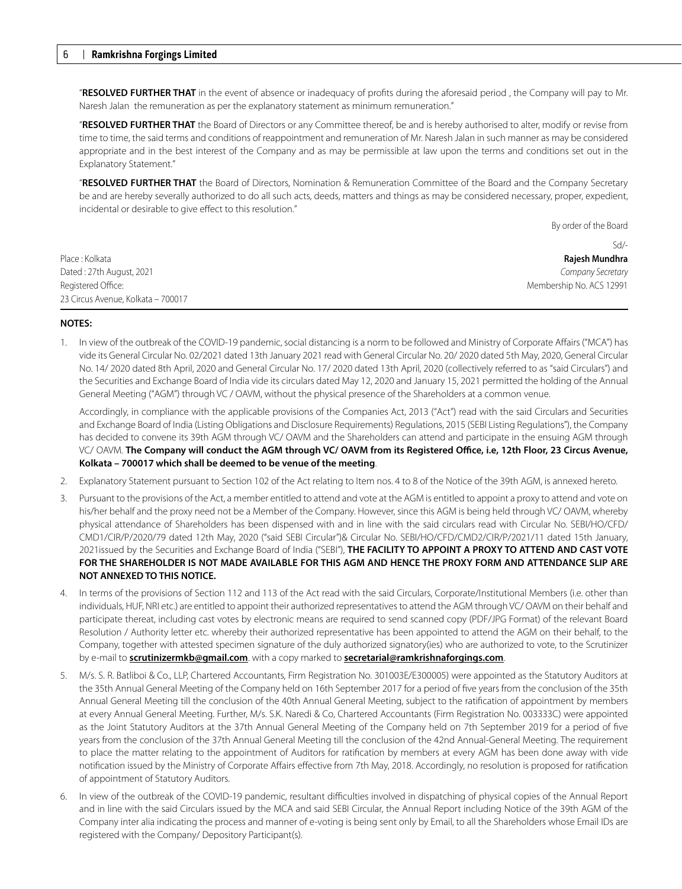"**RESOLVED FURTHER THAT** in the event of absence or inadequacy of profits during the aforesaid period , the Company will pay to Mr. Naresh Jalan the remuneration as per the explanatory statement as minimum remuneration."

"**RESOLVED FURTHER THAT** the Board of Directors or any Committee thereof, be and is hereby authorised to alter, modify or revise from time to time, the said terms and conditions of reappointment and remuneration of Mr. Naresh Jalan in such manner as may be considered appropriate and in the best interest of the Company and as may be permissible at law upon the terms and conditions set out in the Explanatory Statement."

"**RESOLVED FURTHER THAT** the Board of Directors, Nomination & Remuneration Committee of the Board and the Company Secretary be and are hereby severally authorized to do all such acts, deeds, matters and things as may be considered necessary, proper, expedient, incidental or desirable to give effect to this resolution."

By order of the Board

Sd/-

**Rajesh Mundhra**
*Company Secretary*
Membership No. ACS 12991

Place : Kolkata
Dated : 27th August, 2021
Registered Office:
23 Circus Avenue, Kolkata – 700017

**NOTES:**

1. In view of the outbreak of the COVID-19 pandemic, social distancing is a norm to be followed and Ministry of Corporate Affairs ("MCA") has vide its General Circular No. 02/2021 dated 13th January 2021 read with General Circular No. 20/ 2020 dated 5th May, 2020, General Circular No. 14/ 2020 dated 8th April, 2020 and General Circular No. 17/ 2020 dated 13th April, 2020 (collectively referred to as "said Circulars") and the Securities and Exchange Board of India vide its circulars dated May 12, 2020 and January 15, 2021 permitted the holding of the Annual General Meeting ("AGM") through VC / OAVM, without the physical presence of the Shareholders at a common venue.

   Accordingly, in compliance with the applicable provisions of the Companies Act, 2013 ("Act") read with the said Circulars and Securities and Exchange Board of India (Listing Obligations and Disclosure Requirements) Regulations, 2015 (SEBI Listing Regulations"), the Company has decided to convene its 39th AGM through VC/ OAVM and the Shareholders can attend and participate in the ensuing AGM through VC/ OAVM. **The Company will conduct the AGM through VC/ OAVM from its Registered Office, i.e, 12th Floor, 23 Circus Avenue, Kolkata – 700017 which shall be deemed to be venue of the meeting**.

2. Explanatory Statement pursuant to Section 102 of the Act relating to Item nos. 4 to 8 of the Notice of the 39th AGM, is annexed hereto.

3. Pursuant to the provisions of the Act, a member entitled to attend and vote at the AGM is entitled to appoint a proxy to attend and vote on his/her behalf and the proxy need not be a Member of the Company. However, since this AGM is being held through VC/ OAVM, whereby physical attendance of Shareholders has been dispensed with and in line with the said circulars read with Circular No. SEBI/HO/CFD/CMD1/CIR/P/2020/79 dated 12th May, 2020 ("said SEBI Circular")& Circular No. SEBI/HO/CFD/CMD2/CIR/P/2021/11 dated 15th January, 2021issued by the Securities and Exchange Board of India ("SEBI"), **THE FACILITY TO APPOINT A PROXY TO ATTEND AND CAST VOTE FOR THE SHAREHOLDER IS NOT MADE AVAILABLE FOR THIS AGM AND HENCE THE PROXY FORM AND ATTENDANCE SLIP ARE NOT ANNEXED TO THIS NOTICE.**

4. In terms of the provisions of Section 112 and 113 of the Act read with the said Circulars, Corporate/Institutional Members (i.e. other than individuals, HUF, NRI etc.) are entitled to appoint their authorized representatives to attend the AGM through VC/ OAVM on their behalf and participate thereat, including cast votes by electronic means are required to send scanned copy (PDF/JPG Format) of the relevant Board Resolution / Authority letter etc. whereby their authorized representative has been appointed to attend the AGM on their behalf, to the Company, together with attested specimen signature of the duly authorized signatory(ies) who are authorized to vote, to the Scrutinizer by e-mail to **scrutinizermkb@gmail.com**. with a copy marked to **secretarial@ramkrishnaforgings.com**.

5. M/s. S. R. Batliboi & Co., LLP, Chartered Accountants, Firm Registration No. 301003E/E300005) were appointed as the Statutory Auditors at the 35th Annual General Meeting of the Company held on 16th September 2017 for a period of five years from the conclusion of the 35th Annual General Meeting till the conclusion of the 40th Annual General Meeting, subject to the ratification of appointment by members at every Annual General Meeting. Further, M/s. S.K. Naredi & Co, Chartered Accountants (Firm Registration No. 003333C) were appointed as the Joint Statutory Auditors at the 37th Annual General Meeting of the Company held on 7th September 2019 for a period of five years from the conclusion of the 37th Annual General Meeting till the conclusion of the 42nd Annual-General Meeting. The requirement to place the matter relating to the appointment of Auditors for ratification by members at every AGM has been done away with vide notification issued by the Ministry of Corporate Affairs effective from 7th May, 2018. Accordingly, no resolution is proposed for ratification of appointment of Statutory Auditors.

6. In view of the outbreak of the COVID-19 pandemic, resultant difficulties involved in dispatching of physical copies of the Annual Report and in line with the said Circulars issued by the MCA and said SEBI Circular, the Annual Report including Notice of the 39th AGM of the Company inter alia indicating the process and manner of e-voting is being sent only by Email, to all the Shareholders whose Email IDs are registered with the Company/ Depository Participant(s).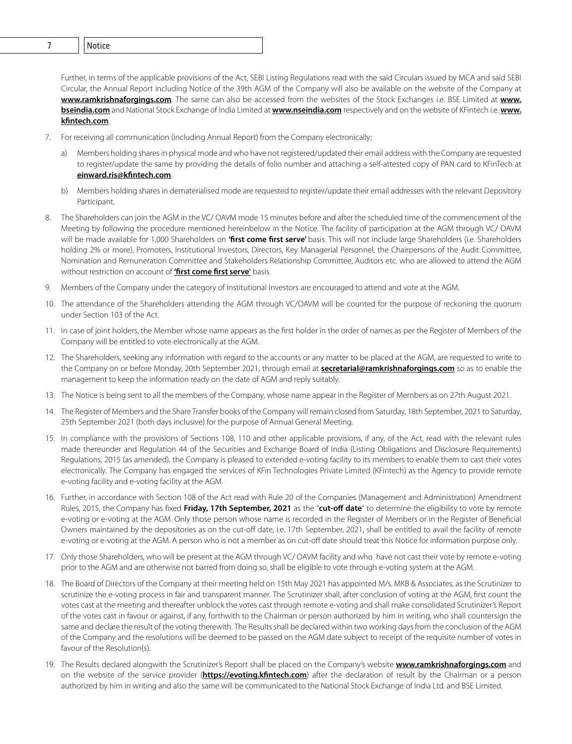Further, in terms of the applicable provisions of the Act, SEBI Listing Regulations read with the said Circulars issued by MCA and said SEBI Circular, the Annual Report including Notice of the 39th AGM of the Company will also be available on the website of the Company at **www.ramkrishnaforgings.com**. The same can also be accessed from the websites of the Stock Exchanges i.e. BSE Limited at **www.bseindia.com** and National Stock Exchange of India Limited at **www.nseindia.com** respectively and on the website of KFintech i.e. **www.kfintech.com**.

7. For receiving all communication (including Annual Report) from the Company electronically:

   a) Members holding shares in physical mode and who have not registered/updated their email address with the Company are requested to register/update the same by providing the details of folio number and attaching a self-attested copy of PAN card to KFinTech at **einward.ris@kfintech.com**.

   b) Members holding shares in dematerialised mode are requested to register/update their email addresses with the relevant Depository Participant.

8. The Shareholders can join the AGM in the VC/ OAVM mode 15 minutes before and after the scheduled time of the commencement of the Meeting by following the procedure mentioned hereinbelow in the Notice. The facility of participation at the AGM through VC/ OAVM will be made available for 1,000 Shareholders on **'first come first serve'** basis. This will not include large Shareholders (i.e. Shareholders holding 2% or more), Promoters, Institutional Investors, Directors, Key Managerial Personnel, the Chairpersons of the Audit Committee, Nomination and Remuneration Committee and Stakeholders Relationship Committee, Auditors etc. who are allowed to attend the AGM without restriction on account of **'first come first serve'** basis.

9. Members of the Company under the category of Institutional Investors are encouraged to attend and vote at the AGM.

10. The attendance of the Shareholders attending the AGM through VC/OAVM will be counted for the purpose of reckoning the quorum under Section 103 of the Act.

11. In case of joint holders, the Member whose name appears as the first holder in the order of names as per the Register of Members of the Company will be entitled to vote electronically at the AGM.

12. The Shareholders, seeking any information with regard to the accounts or any matter to be placed at the AGM, are requested to write to the Company on or before Monday, 20th September 2021, through email at **secretarial@ramkrishnaforgings.com** so as to enable the management to keep the information ready on the date of AGM and reply suitably.

13. The Notice is being sent to all the members of the Company, whose name appear in the Register of Members as on 27th August 2021.

14. The Register of Members and the Share Transfer books of the Company will remain closed from Saturday, 18th September, 2021 to Saturday, 25th September 2021 (both days inclusive) for the purpose of Annual General Meeting.

15. In compliance with the provisions of Sections 108, 110 and other applicable provisions, if any, of the Act, read with the relevant rules made thereunder and Regulation 44 of the Securities and Exchange Board of India (Listing Obligations and Disclosure Requirements) Regulations, 2015 (as amended), the Company is pleased to extended e-voting facility to its members to enable them to cast their votes electronically. The Company has engaged the services of KFin Technologies Private Limited (KFintech) as the Agency to provide remote e-voting facility and e-voting facility at the AGM.

16. Further, in accordance with Section 108 of the Act read with Rule 20 of the Companies (Management and Administration) Amendment Rules, 2015, the Company has fixed **Friday, 17th September, 2021** as the "**cut-off date**" to determine the eligibility to vote by remote e-voting or e-voting at the AGM. Only those person whose name is recorded in the Register of Members or in the Register of Beneficial Owners maintained by the depositories as on the cut-off date, i.e. 17th September, 2021, shall be entitled to avail the facility of remote e-voting or e-voting at the AGM. A person who is not a member as on cut-off date should treat this Notice for information purpose only.

17. Only those Shareholders, who will be present at the AGM through VC/ OAVM facility and who have not cast their vote by remote e-voting prior to the AGM and are otherwise not barred from doing so, shall be eligible to vote through e-voting system at the AGM.

18. The Board of Directors of the Company at their meeting held on 15th May 2021 has appointed M/s. MKB & Associates, as the Scrutinizer to scrutinize the e-voting process in fair and transparent manner. The Scrutinizer shall, after conclusion of voting at the AGM, first count the votes cast at the meeting and thereafter unblock the votes cast through remote e-voting and shall make consolidated Scrutinizer's Report of the votes cast in favour or against, if any, forthwith to the Chairman or person authorized by him in writing, who shall countersign the same and declare the result of the voting therewith. The Results shall be declared within two working days from the conclusion of the AGM of the Company and the resolutions will be deemed to be passed on the AGM date subject to receipt of the requisite number of votes in favour of the Resolution(s).

19. The Results declared alongwith the Scrutinizer's Report shall be placed on the Company's website **www.ramkrishnaforgings.com** and on the website of the service provider (**https://evoting.kfintech.com**) after the declaration of result by the Chairman or a person authorized by him in writing and also the same will be communicated to the National Stock Exchange of India Ltd. and BSE Limited.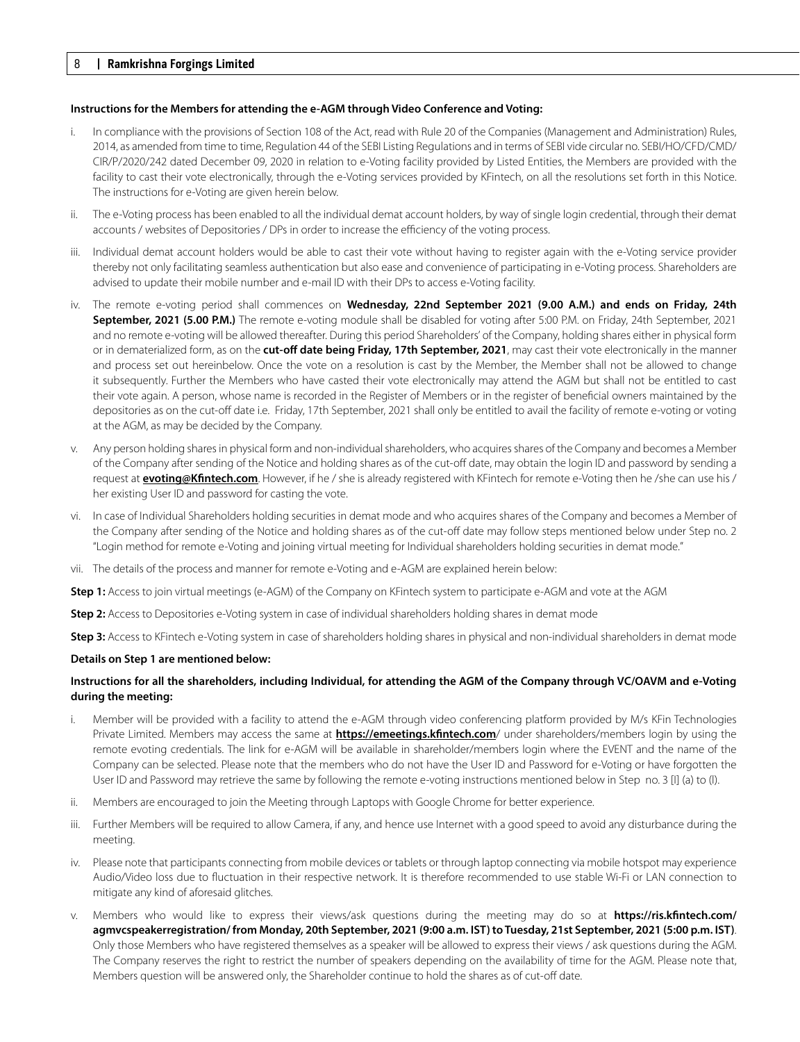**Instructions for the Members for attending the e-AGM through Video Conference and Voting:**

i. In compliance with the provisions of Section 108 of the Act, read with Rule 20 of the Companies (Management and Administration) Rules, 2014, as amended from time to time, Regulation 44 of the SEBI Listing Regulations and in terms of SEBI vide circular no. SEBI/HO/CFD/CMD/CIR/P/2020/242 dated December 09, 2020 in relation to e-Voting facility provided by Listed Entities, the Members are provided with the facility to cast their vote electronically, through the e-Voting services provided by KFintech, on all the resolutions set forth in this Notice. The instructions for e-Voting are given herein below.

ii. The e-Voting process has been enabled to all the individual demat account holders, by way of single login credential, through their demat accounts / websites of Depositories / DPs in order to increase the efficiency of the voting process.

iii. Individual demat account holders would be able to cast their vote without having to register again with the e-Voting service provider thereby not only facilitating seamless authentication but also ease and convenience of participating in e-Voting process. Shareholders are advised to update their mobile number and e-mail ID with their DPs to access e-Voting facility.

iv. The remote e-voting period shall commences on **Wednesday, 22nd September 2021 (9.00 A.M.) and ends on Friday, 24th September, 2021 (5.00 P.M.)** The remote e-voting module shall be disabled for voting after 5:00 P.M. on Friday, 24th September, 2021 and no remote e-voting will be allowed thereafter. During this period Shareholders' of the Company, holding shares either in physical form or in dematerialized form, as on the **cut-off date being Friday, 17th September, 2021**, may cast their vote electronically in the manner and process set out hereinbelow. Once the vote on a resolution is cast by the Member, the Member shall not be allowed to change it subsequently. Further the Members who have casted their vote electronically may attend the AGM but shall not be entitled to cast their vote again. A person, whose name is recorded in the Register of Members or in the register of beneficial owners maintained by the depositories as on the cut-off date i.e. Friday, 17th September, 2021 shall only be entitled to avail the facility of remote e-voting or voting at the AGM, as may be decided by the Company.

v. Any person holding shares in physical form and non-individual shareholders, who acquires shares of the Company and becomes a Member of the Company after sending of the Notice and holding shares as of the cut-off date, may obtain the login ID and password by sending a request at **evoting@Kfintech.com**. However, if he / she is already registered with KFintech for remote e-Voting then he /she can use his / her existing User ID and password for casting the vote.

vi. In case of Individual Shareholders holding securities in demat mode and who acquires shares of the Company and becomes a Member of the Company after sending of the Notice and holding shares as of the cut-off date may follow steps mentioned below under Step no. 2 "Login method for remote e-Voting and joining virtual meeting for Individual shareholders holding securities in demat mode."

vii. The details of the process and manner for remote e-Voting and e-AGM are explained herein below:

**Step 1:** Access to join virtual meetings (e-AGM) of the Company on KFintech system to participate e-AGM and vote at the AGM

**Step 2:** Access to Depositories e-Voting system in case of individual shareholders holding shares in demat mode

**Step 3:** Access to KFintech e-Voting system in case of shareholders holding shares in physical and non-individual shareholders in demat mode

**Details on Step 1 are mentioned below:**

**Instructions for all the shareholders, including Individual, for attending the AGM of the Company through VC/OAVM and e-Voting during the meeting:**

i. Member will be provided with a facility to attend the e-AGM through video conferencing platform provided by M/s KFin Technologies Private Limited. Members may access the same at **https://emeetings.kfintech.com**/ under shareholders/members login by using the remote evoting credentials. The link for e-AGM will be available in shareholder/members login where the EVENT and the name of the Company can be selected. Please note that the members who do not have the User ID and Password for e-Voting or have forgotten the User ID and Password may retrieve the same by following the remote e-voting instructions mentioned below in Step no. 3 [I] (a) to (l).

ii. Members are encouraged to join the Meeting through Laptops with Google Chrome for better experience.

iii. Further Members will be required to allow Camera, if any, and hence use Internet with a good speed to avoid any disturbance during the meeting.

iv. Please note that participants connecting from mobile devices or tablets or through laptop connecting via mobile hotspot may experience Audio/Video loss due to fluctuation in their respective network. It is therefore recommended to use stable Wi-Fi or LAN connection to mitigate any kind of aforesaid glitches.

v. Members who would like to express their views/ask questions during the meeting may do so at **https://ris.kfintech.com/agmvcspeakerregistration/ from Monday, 20th September, 2021 (9:00 a.m. IST) to Tuesday, 21st September, 2021 (5:00 p.m. IST)**. Only those Members who have registered themselves as a speaker will be allowed to express their views / ask questions during the AGM. The Company reserves the right to restrict the number of speakers depending on the availability of time for the AGM. Please note that, Members question will be answered only, the Shareholder continue to hold the shares as of cut-off date.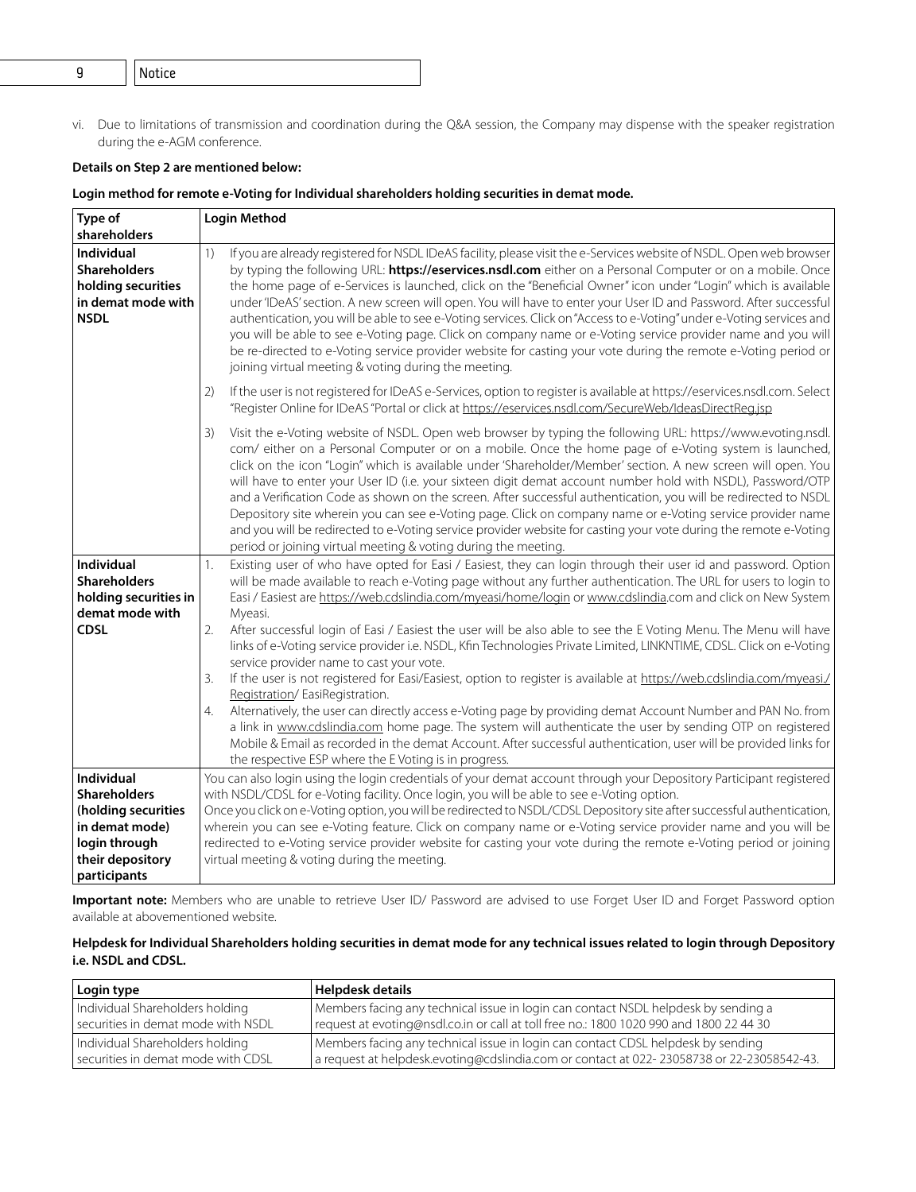vi. Due to limitations of transmission and coordination during the Q&A session, the Company may dispense with the speaker registration during the e-AGM conference.

**Details on Step 2 are mentioned below:**

**Login method for remote e-Voting for Individual shareholders holding securities in demat mode.**

| Type of shareholders | Login Method |
|---|---|
| **Individual Shareholders holding securities in demat mode with NSDL** | 1) If you are already registered for NSDL IDeAS facility, please visit the e-Services website of NSDL. Open web browser by typing the following URL: **https://eservices.nsdl.com** either on a Personal Computer or on a mobile. Once the home page of e-Services is launched, click on the "Beneficial Owner" icon under "Login" which is available under 'IDeAS' section. A new screen will open. You will have to enter your User ID and Password. After successful authentication, you will be able to see e-Voting services. Click on "Access to e-Voting" under e-Voting services and you will be able to see e-Voting page. Click on company name or e-Voting service provider name and you will be re-directed to e-Voting service provider website for casting your vote during the remote e-Voting period or joining virtual meeting & voting during the meeting.<br><br>2) If the user is not registered for IDeAS e-Services, option to register is available at https://eservices.nsdl.com. Select "Register Online for IDeAS "Portal or click at https://eservices.nsdl.com/SecureWeb/IdeasDirectReg.jsp<br><br>3) Visit the e-Voting website of NSDL. Open web browser by typing the following URL: https://www.evoting.nsdl.com/ either on a Personal Computer or on a mobile. Once the home page of e-Voting system is launched, click on the icon "Login" which is available under 'Shareholder/Member' section. A new screen will open. You will have to enter your User ID (i.e. your sixteen digit demat account number hold with NSDL), Password/OTP and a Verification Code as shown on the screen. After successful authentication, you will be redirected to NSDL Depository site wherein you can see e-Voting page. Click on company name or e-Voting service provider name and you will be redirected to e-Voting service provider website for casting your vote during the remote e-Voting period or joining virtual meeting & voting during the meeting. |
| **Individual Shareholders holding securities in demat mode with CDSL** | 1. Existing user of who have opted for Easi / Easiest, they can login through their user id and password. Option will be made available to reach e-Voting page without any further authentication. The URL for users to login to Easi / Easiest are https://web.cdslindia.com/myeasi/home/login or www.cdslindia.com and click on New System Myeasi.<br>2. After successful login of Easi / Easiest the user will be also able to see the E Voting Menu. The Menu will have links of e-Voting service provider i.e. NSDL, Kfin Technologies Private Limited, LINKNTIME, CDSL. Click on e-Voting service provider name to cast your vote.<br>3. If the user is not registered for Easi/Easiest, option to register is available at https://web.cdslindia.com/myeasi/Registration/ EasiRegistration.<br>4. Alternatively, the user can directly access e-Voting page by providing demat Account Number and PAN No. from a link in www.cdslindia.com home page. The system will authenticate the user by sending OTP on registered Mobile & Email as recorded in the demat Account. After successful authentication, user will be provided links for the respective ESP where the E Voting is in progress. |
| **Individual Shareholders (holding securities in demat mode) login through their depository participants** | You can also login using the login credentials of your demat account through your Depository Participant registered with NSDL/CDSL for e-Voting facility. Once login, you will be able to see e-Voting option. Once you click on e-Voting option, you will be redirected to NSDL/CDSL Depository site after successful authentication, wherein you can see e-Voting feature. Click on company name or e-Voting service provider name and you will be redirected to e-Voting service provider website for casting your vote during the remote e-Voting period or joining virtual meeting & voting during the meeting. |

**Important note:** Members who are unable to retrieve User ID/ Password are advised to use Forget User ID and Forget Password option available at abovementioned website.

**Helpdesk for Individual Shareholders holding securities in demat mode for any technical issues related to login through Depository i.e. NSDL and CDSL.**

| Login type | Helpdesk details |
|---|---|
| Individual Shareholders holding securities in demat mode with NSDL | Members facing any technical issue in login can contact NSDL helpdesk by sending a request at evoting@nsdl.co.in or call at toll free no.: 1800 1020 990 and 1800 22 44 30 |
| Individual Shareholders holding securities in demat mode with CDSL | Members facing any technical issue in login can contact CDSL helpdesk by sending a request at helpdesk.evoting@cdslindia.com or contact at 022- 23058738 or 22-23058542-43. |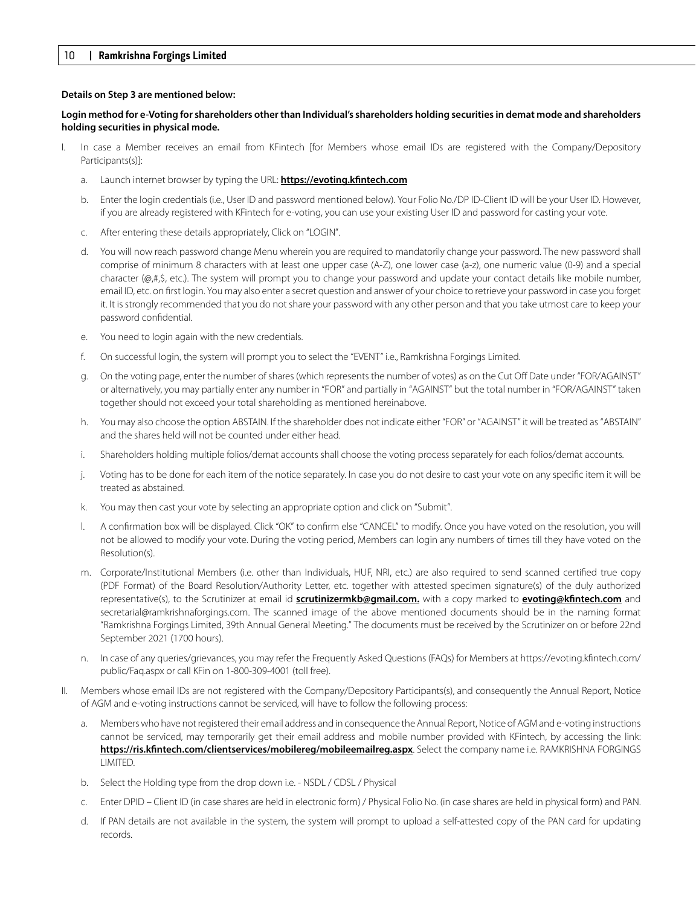**Details on Step 3 are mentioned below:**

**Login method for e-Voting for shareholders other than Individual's shareholders holding securities in demat mode and shareholders holding securities in physical mode.**

I. In case a Member receives an email from KFintech [for Members whose email IDs are registered with the Company/Depository Participants(s)]:

   a. Launch internet browser by typing the URL: **https://evoting.kfintech.com**

   b. Enter the login credentials (i.e., User ID and password mentioned below). Your Folio No./DP ID-Client ID will be your User ID. However, if you are already registered with KFintech for e-voting, you can use your existing User ID and password for casting your vote.

   c. After entering these details appropriately, Click on "LOGIN".

   d. You will now reach password change Menu wherein you are required to mandatorily change your password. The new password shall comprise of minimum 8 characters with at least one upper case (A-Z), one lower case (a-z), one numeric value (0-9) and a special character (@,#,$, etc.). The system will prompt you to change your password and update your contact details like mobile number, email ID, etc. on first login. You may also enter a secret question and answer of your choice to retrieve your password in case you forget it. It is strongly recommended that you do not share your password with any other person and that you take utmost care to keep your password confidential.

   e. You need to login again with the new credentials.

   f. On successful login, the system will prompt you to select the "EVENT" i.e., Ramkrishna Forgings Limited.

   g. On the voting page, enter the number of shares (which represents the number of votes) as on the Cut Off Date under "FOR/AGAINST" or alternatively, you may partially enter any number in "FOR" and partially in "AGAINST" but the total number in "FOR/AGAINST" taken together should not exceed your total shareholding as mentioned hereinabove.

   h. You may also choose the option ABSTAIN. If the shareholder does not indicate either "FOR" or "AGAINST" it will be treated as "ABSTAIN" and the shares held will not be counted under either head.

   i. Shareholders holding multiple folios/demat accounts shall choose the voting process separately for each folios/demat accounts.

   j. Voting has to be done for each item of the notice separately. In case you do not desire to cast your vote on any specific item it will be treated as abstained.

   k. You may then cast your vote by selecting an appropriate option and click on "Submit".

   l. A confirmation box will be displayed. Click "OK" to confirm else "CANCEL" to modify. Once you have voted on the resolution, you will not be allowed to modify your vote. During the voting period, Members can login any numbers of times till they have voted on the Resolution(s).

   m. Corporate/Institutional Members (i.e. other than Individuals, HUF, NRI, etc.) are also required to send scanned certified true copy (PDF Format) of the Board Resolution/Authority Letter, etc. together with attested specimen signature(s) of the duly authorized representative(s), to the Scrutinizer at email id **scrutinizermkb@gmail.com.** with a copy marked to **evoting@kfintech.com** and secretarial@ramkrishnaforgings.com. The scanned image of the above mentioned documents should be in the naming format "Ramkrishna Forgings Limited, 39th Annual General Meeting." The documents must be received by the Scrutinizer on or before 22nd September 2021 (1700 hours).

   n. In case of any queries/grievances, you may refer the Frequently Asked Questions (FAQs) for Members at https://evoting.kfintech.com/public/Faq.aspx or call KFin on 1-800-309-4001 (toll free).

II. Members whose email IDs are not registered with the Company/Depository Participants(s), and consequently the Annual Report, Notice of AGM and e-voting instructions cannot be serviced, will have to follow the following process:

   a. Members who have not registered their email address and in consequence the Annual Report, Notice of AGM and e-voting instructions cannot be serviced, may temporarily get their email address and mobile number provided with KFintech, by accessing the link: **https://ris.kfintech.com/clientservices/mobilereg/mobileemailreg.aspx**. Select the company name i.e. RAMKRISHNA FORGINGS LIMITED.

   b. Select the Holding type from the drop down i.e. - NSDL / CDSL / Physical

   c. Enter DPID – Client ID (in case shares are held in electronic form) / Physical Folio No. (in case shares are held in physical form) and PAN.

   d. If PAN details are not available in the system, the system will prompt to upload a self-attested copy of the PAN card for updating records.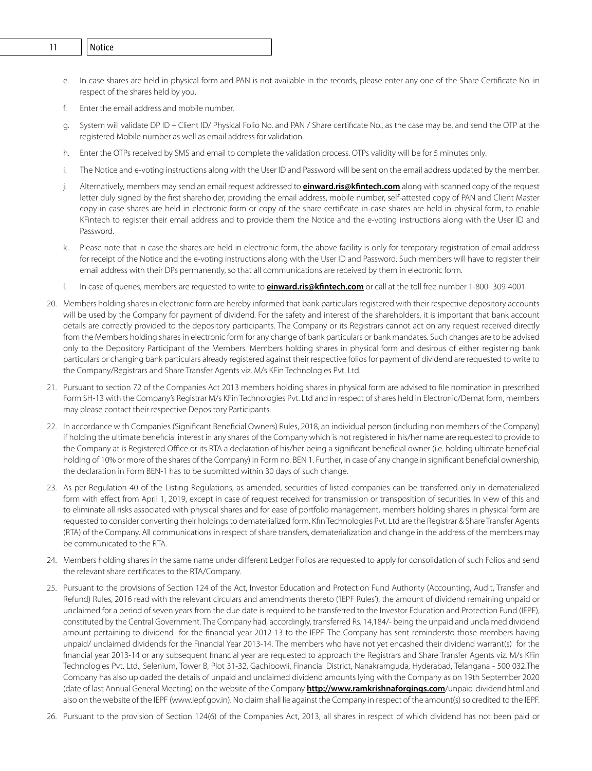e. In case shares are held in physical form and PAN is not available in the records, please enter any one of the Share Certificate No. in respect of the shares held by you.

f. Enter the email address and mobile number.

g. System will validate DP ID – Client ID/ Physical Folio No. and PAN / Share certificate No., as the case may be, and send the OTP at the registered Mobile number as well as email address for validation.

h. Enter the OTPs received by SMS and email to complete the validation process. OTPs validity will be for 5 minutes only.

i. The Notice and e-voting instructions along with the User ID and Password will be sent on the email address updated by the member.

j. Alternatively, members may send an email request addressed to **einward.ris@kfintech.com** along with scanned copy of the request letter duly signed by the first shareholder, providing the email address, mobile number, self-attested copy of PAN and Client Master copy in case shares are held in electronic form or copy of the share certificate in case shares are held in physical form, to enable KFintech to register their email address and to provide them the Notice and the e-voting instructions along with the User ID and Password.

k. Please note that in case the shares are held in electronic form, the above facility is only for temporary registration of email address for receipt of the Notice and the e-voting instructions along with the User ID and Password. Such members will have to register their email address with their DPs permanently, so that all communications are received by them in electronic form.

l. In case of queries, members are requested to write to **einward.ris@kfintech.com** or call at the toll free number 1-800- 309-4001.

20. Members holding shares in electronic form are hereby informed that bank particulars registered with their respective depository accounts will be used by the Company for payment of dividend. For the safety and interest of the shareholders, it is important that bank account details are correctly provided to the depository participants. The Company or its Registrars cannot act on any request received directly from the Members holding shares in electronic form for any change of bank particulars or bank mandates. Such changes are to be advised only to the Depository Participant of the Members. Members holding shares in physical form and desirous of either registering bank particulars or changing bank particulars already registered against their respective folios for payment of dividend are requested to write to the Company/Registrars and Share Transfer Agents viz. M/s KFin Technologies Pvt. Ltd.

21. Pursuant to section 72 of the Companies Act 2013 members holding shares in physical form are advised to file nomination in prescribed Form SH-13 with the Company's Registrar M/s KFin Technologies Pvt. Ltd and in respect of shares held in Electronic/Demat form, members may please contact their respective Depository Participants.

22. In accordance with Companies (Significant Beneficial Owners) Rules, 2018, an individual person (including non members of the Company) if holding the ultimate beneficial interest in any shares of the Company which is not registered in his/her name are requested to provide to the Company at is Registered Office or its RTA a declaration of his/her being a significant beneficial owner (i.e. holding ultimate beneficial holding of 10% or more of the shares of the Company) in Form no. BEN 1. Further, in case of any change in significant beneficial ownership, the declaration in Form BEN-1 has to be submitted within 30 days of such change.

23. As per Regulation 40 of the Listing Regulations, as amended, securities of listed companies can be transferred only in dematerialized form with effect from April 1, 2019, except in case of request received for transmission or transposition of securities. In view of this and to eliminate all risks associated with physical shares and for ease of portfolio management, members holding shares in physical form are requested to consider converting their holdings to dematerialized form. Kfin Technologies Pvt. Ltd are the Registrar & Share Transfer Agents (RTA) of the Company. All communications in respect of share transfers, dematerialization and change in the address of the members may be communicated to the RTA.

24. Members holding shares in the same name under different Ledger Folios are requested to apply for consolidation of such Folios and send the relevant share certificates to the RTA/Company.

25. Pursuant to the provisions of Section 124 of the Act, Investor Education and Protection Fund Authority (Accounting, Audit, Transfer and Refund) Rules, 2016 read with the relevant circulars and amendments thereto ('IEPF Rules'), the amount of dividend remaining unpaid or unclaimed for a period of seven years from the due date is required to be transferred to the Investor Education and Protection Fund (IEPF), constituted by the Central Government. The Company had, accordingly, transferred Rs. 14,184/- being the unpaid and unclaimed dividend amount pertaining to dividend for the financial year 2012-13 to the IEPF. The Company has sent remindersto those members having unpaid/ unclaimed dividends for the Financial Year 2013-14. The members who have not yet encashed their dividend warrant(s) for the financial year 2013-14 or any subsequent financial year are requested to approach the Registrars and Share Transfer Agents viz. M/s KFin Technologies Pvt. Ltd., Selenium, Tower B, Plot 31-32, Gachibowli, Financial District, Nanakramguda, Hyderabad, Telangana - 500 032.The Company has also uploaded the details of unpaid and unclaimed dividend amounts lying with the Company as on 19th September 2020 (date of last Annual General Meeting) on the website of the Company **http://www.ramkrishnaforgings.com**/unpaid-dividend.html and also on the website of the IEPF (www.iepf.gov.in). No claim shall lie against the Company in respect of the amount(s) so credited to the IEPF.

26. Pursuant to the provision of Section 124(6) of the Companies Act, 2013, all shares in respect of which dividend has not been paid or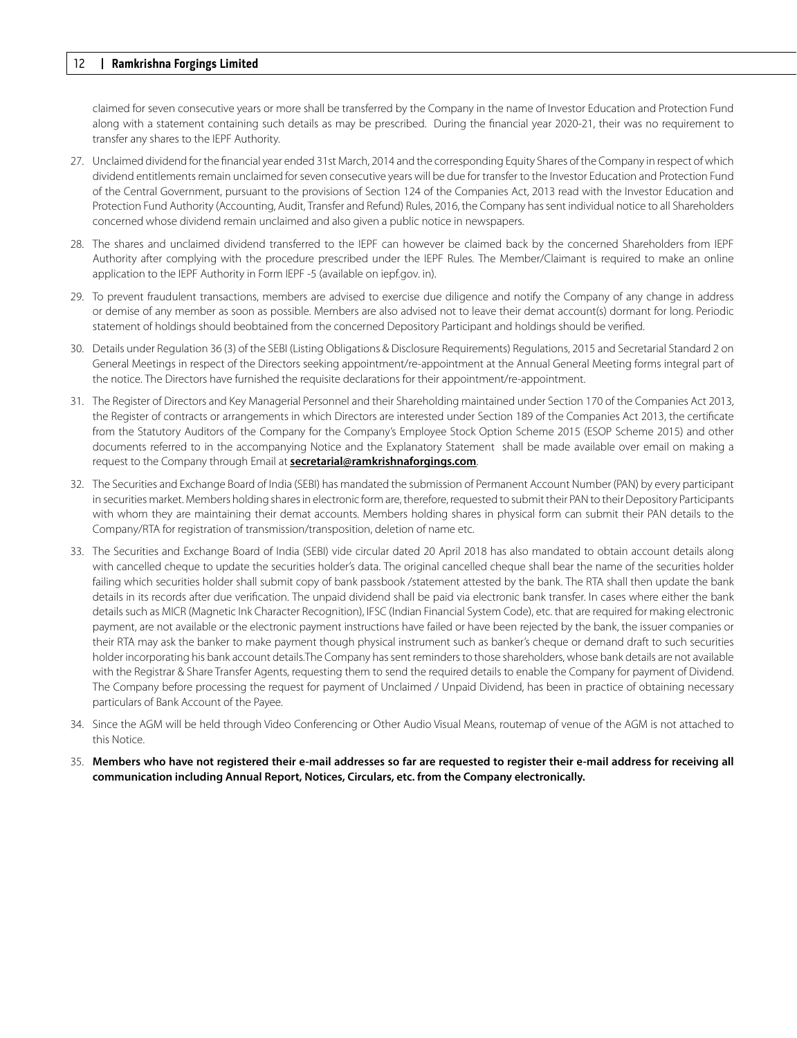claimed for seven consecutive years or more shall be transferred by the Company in the name of Investor Education and Protection Fund along with a statement containing such details as may be prescribed. During the financial year 2020-21, their was no requirement to transfer any shares to the IEPF Authority.

27. Unclaimed dividend for the financial year ended 31st March, 2014 and the corresponding Equity Shares of the Company in respect of which dividend entitlements remain unclaimed for seven consecutive years will be due for transfer to the Investor Education and Protection Fund of the Central Government, pursuant to the provisions of Section 124 of the Companies Act, 2013 read with the Investor Education and Protection Fund Authority (Accounting, Audit, Transfer and Refund) Rules, 2016, the Company has sent individual notice to all Shareholders concerned whose dividend remain unclaimed and also given a public notice in newspapers.

28. The shares and unclaimed dividend transferred to the IEPF can however be claimed back by the concerned Shareholders from IEPF Authority after complying with the procedure prescribed under the IEPF Rules. The Member/Claimant is required to make an online application to the IEPF Authority in Form IEPF -5 (available on iepf.gov. in).

29. To prevent fraudulent transactions, members are advised to exercise due diligence and notify the Company of any change in address or demise of any member as soon as possible. Members are also advised not to leave their demat account(s) dormant for long. Periodic statement of holdings should beobtained from the concerned Depository Participant and holdings should be verified.

30. Details under Regulation 36 (3) of the SEBI (Listing Obligations & Disclosure Requirements) Regulations, 2015 and Secretarial Standard 2 on General Meetings in respect of the Directors seeking appointment/re-appointment at the Annual General Meeting forms integral part of the notice. The Directors have furnished the requisite declarations for their appointment/re-appointment.

31. The Register of Directors and Key Managerial Personnel and their Shareholding maintained under Section 170 of the Companies Act 2013, the Register of contracts or arrangements in which Directors are interested under Section 189 of the Companies Act 2013, the certificate from the Statutory Auditors of the Company for the Company's Employee Stock Option Scheme 2015 (ESOP Scheme 2015) and other documents referred to in the accompanying Notice and the Explanatory Statement shall be made available over email on making a request to the Company through Email at **secretarial@ramkrishnaforgings.com**.

32. The Securities and Exchange Board of India (SEBI) has mandated the submission of Permanent Account Number (PAN) by every participant in securities market. Members holding shares in electronic form are, therefore, requested to submit their PAN to their Depository Participants with whom they are maintaining their demat accounts. Members holding shares in physical form can submit their PAN details to the Company/RTA for registration of transmission/transposition, deletion of name etc.

33. The Securities and Exchange Board of India (SEBI) vide circular dated 20 April 2018 has also mandated to obtain account details along with cancelled cheque to update the securities holder's data. The original cancelled cheque shall bear the name of the securities holder failing which securities holder shall submit copy of bank passbook /statement attested by the bank. The RTA shall then update the bank details in its records after due verification. The unpaid dividend shall be paid via electronic bank transfer. In cases where either the bank details such as MICR (Magnetic Ink Character Recognition), IFSC (Indian Financial System Code), etc. that are required for making electronic payment, are not available or the electronic payment instructions have failed or have been rejected by the bank, the issuer companies or their RTA may ask the banker to make payment though physical instrument such as banker's cheque or demand draft to such securities holder incorporating his bank account details.The Company has sent reminders to those shareholders, whose bank details are not available with the Registrar & Share Transfer Agents, requesting them to send the required details to enable the Company for payment of Dividend. The Company before processing the request for payment of Unclaimed / Unpaid Dividend, has been in practice of obtaining necessary particulars of Bank Account of the Payee.

34. Since the AGM will be held through Video Conferencing or Other Audio Visual Means, routemap of venue of the AGM is not attached to this Notice.

35. **Members who have not registered their e-mail addresses so far are requested to register their e-mail address for receiving all communication including Annual Report, Notices, Circulars, etc. from the Company electronically.**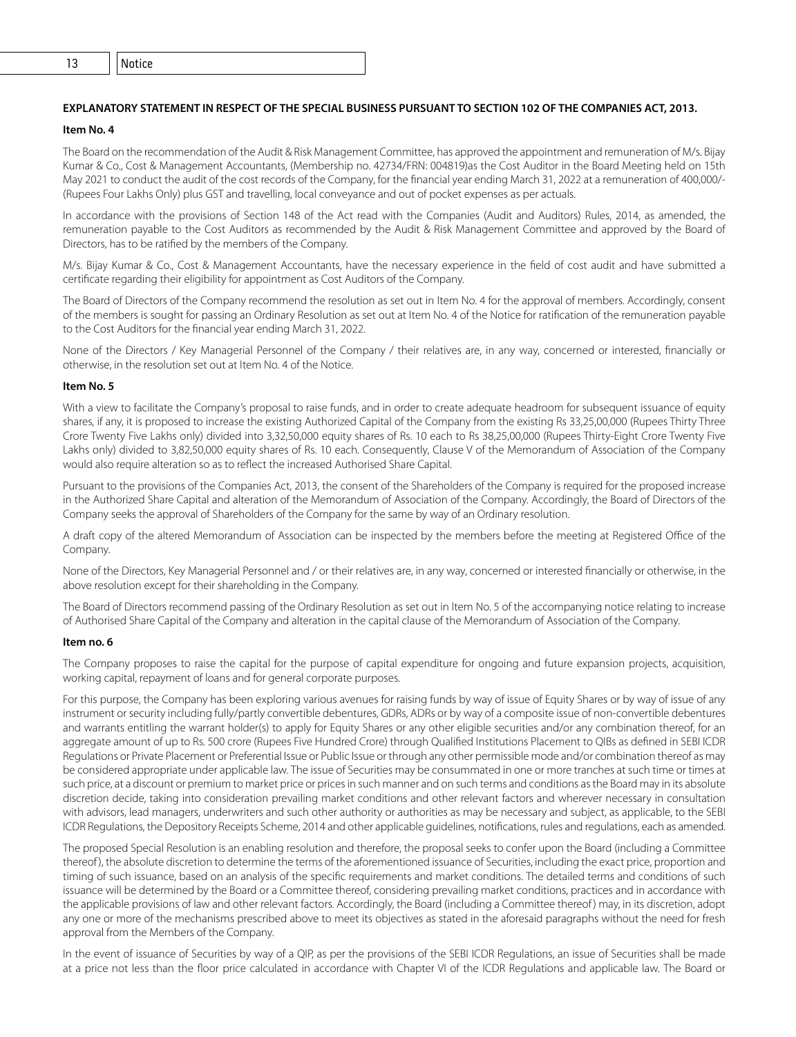**EXPLANATORY STATEMENT IN RESPECT OF THE SPECIAL BUSINESS PURSUANT TO SECTION 102 OF THE COMPANIES ACT, 2013.**

**Item No. 4**

The Board on the recommendation of the Audit & Risk Management Committee, has approved the appointment and remuneration of M/s. Bijay Kumar & Co., Cost & Management Accountants, (Membership no. 42734/FRN: 004819)as the Cost Auditor in the Board Meeting held on 15th May 2021 to conduct the audit of the cost records of the Company, for the financial year ending March 31, 2022 at a remuneration of 400,000/- (Rupees Four Lakhs Only) plus GST and travelling, local conveyance and out of pocket expenses as per actuals.

In accordance with the provisions of Section 148 of the Act read with the Companies (Audit and Auditors) Rules, 2014, as amended, the remuneration payable to the Cost Auditors as recommended by the Audit & Risk Management Committee and approved by the Board of Directors, has to be ratified by the members of the Company.

M/s. Bijay Kumar & Co., Cost & Management Accountants, have the necessary experience in the field of cost audit and have submitted a certificate regarding their eligibility for appointment as Cost Auditors of the Company.

The Board of Directors of the Company recommend the resolution as set out in Item No. 4 for the approval of members. Accordingly, consent of the members is sought for passing an Ordinary Resolution as set out at Item No. 4 of the Notice for ratification of the remuneration payable to the Cost Auditors for the financial year ending March 31, 2022.

None of the Directors / Key Managerial Personnel of the Company / their relatives are, in any way, concerned or interested, financially or otherwise, in the resolution set out at Item No. 4 of the Notice.

**Item No. 5**

With a view to facilitate the Company's proposal to raise funds, and in order to create adequate headroom for subsequent issuance of equity shares, if any, it is proposed to increase the existing Authorized Capital of the Company from the existing Rs 33,25,00,000 (Rupees Thirty Three Crore Twenty Five Lakhs only) divided into 3,32,50,000 equity shares of Rs. 10 each to Rs 38,25,00,000 (Rupees Thirty-Eight Crore Twenty Five Lakhs only) divided to 3,82,50,000 equity shares of Rs. 10 each. Consequently, Clause V of the Memorandum of Association of the Company would also require alteration so as to reflect the increased Authorised Share Capital.

Pursuant to the provisions of the Companies Act, 2013, the consent of the Shareholders of the Company is required for the proposed increase in the Authorized Share Capital and alteration of the Memorandum of Association of the Company. Accordingly, the Board of Directors of the Company seeks the approval of Shareholders of the Company for the same by way of an Ordinary resolution.

A draft copy of the altered Memorandum of Association can be inspected by the members before the meeting at Registered Office of the Company.

None of the Directors, Key Managerial Personnel and / or their relatives are, in any way, concerned or interested financially or otherwise, in the above resolution except for their shareholding in the Company.

The Board of Directors recommend passing of the Ordinary Resolution as set out in Item No. 5 of the accompanying notice relating to increase of Authorised Share Capital of the Company and alteration in the capital clause of the Memorandum of Association of the Company.

**Item no. 6**

The Company proposes to raise the capital for the purpose of capital expenditure for ongoing and future expansion projects, acquisition, working capital, repayment of loans and for general corporate purposes.

For this purpose, the Company has been exploring various avenues for raising funds by way of issue of Equity Shares or by way of issue of any instrument or security including fully/partly convertible debentures, GDRs, ADRs or by way of a composite issue of non-convertible debentures and warrants entitling the warrant holder(s) to apply for Equity Shares or any other eligible securities and/or any combination thereof, for an aggregate amount of up to Rs. 500 crore (Rupees Five Hundred Crore) through Qualified Institutions Placement to QIBs as defined in SEBI ICDR Regulations or Private Placement or Preferential Issue or Public Issue or through any other permissible mode and/or combination thereof as may be considered appropriate under applicable law. The issue of Securities may be consummated in one or more tranches at such time or times at such price, at a discount or premium to market price or prices in such manner and on such terms and conditions as the Board may in its absolute discretion decide, taking into consideration prevailing market conditions and other relevant factors and wherever necessary in consultation with advisors, lead managers, underwriters and such other authority or authorities as may be necessary and subject, as applicable, to the SEBI ICDR Regulations, the Depository Receipts Scheme, 2014 and other applicable guidelines, notifications, rules and regulations, each as amended.

The proposed Special Resolution is an enabling resolution and therefore, the proposal seeks to confer upon the Board (including a Committee thereof), the absolute discretion to determine the terms of the aforementioned issuance of Securities, including the exact price, proportion and timing of such issuance, based on an analysis of the specific requirements and market conditions. The detailed terms and conditions of such issuance will be determined by the Board or a Committee thereof, considering prevailing market conditions, practices and in accordance with the applicable provisions of law and other relevant factors. Accordingly, the Board (including a Committee thereof) may, in its discretion, adopt any one or more of the mechanisms prescribed above to meet its objectives as stated in the aforesaid paragraphs without the need for fresh approval from the Members of the Company.

In the event of issuance of Securities by way of a QIP, as per the provisions of the SEBI ICDR Regulations, an issue of Securities shall be made at a price not less than the floor price calculated in accordance with Chapter VI of the ICDR Regulations and applicable law. The Board or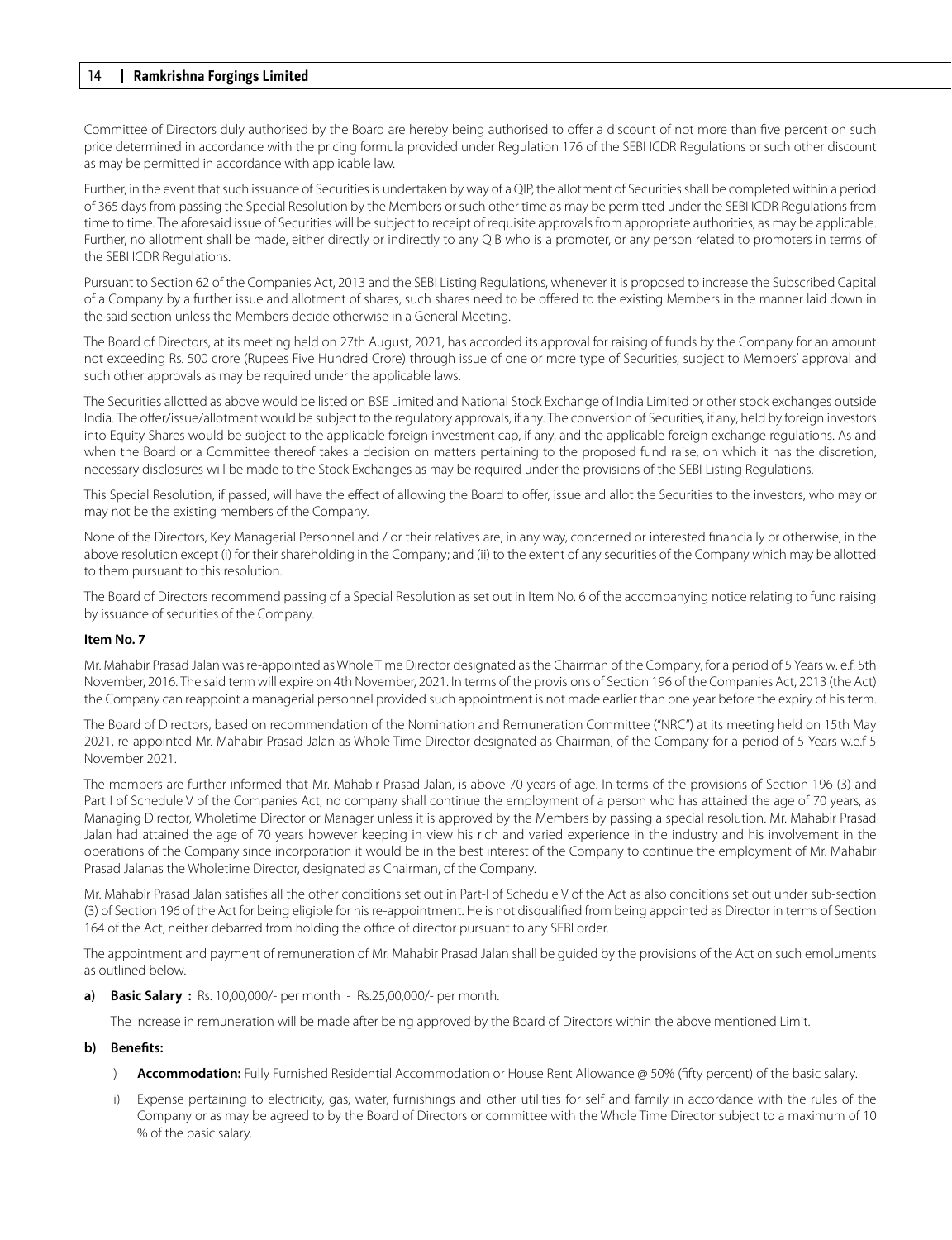Committee of Directors duly authorised by the Board are hereby being authorised to offer a discount of not more than five percent on such price determined in accordance with the pricing formula provided under Regulation 176 of the SEBI ICDR Regulations or such other discount as may be permitted in accordance with applicable law.

Further, in the event that such issuance of Securities is undertaken by way of a QIP, the allotment of Securities shall be completed within a period of 365 days from passing the Special Resolution by the Members or such other time as may be permitted under the SEBI ICDR Regulations from time to time. The aforesaid issue of Securities will be subject to receipt of requisite approvals from appropriate authorities, as may be applicable. Further, no allotment shall be made, either directly or indirectly to any QIB who is a promoter, or any person related to promoters in terms of the SEBI ICDR Regulations.

Pursuant to Section 62 of the Companies Act, 2013 and the SEBI Listing Regulations, whenever it is proposed to increase the Subscribed Capital of a Company by a further issue and allotment of shares, such shares need to be offered to the existing Members in the manner laid down in the said section unless the Members decide otherwise in a General Meeting.

The Board of Directors, at its meeting held on 27th August, 2021, has accorded its approval for raising of funds by the Company for an amount not exceeding Rs. 500 crore (Rupees Five Hundred Crore) through issue of one or more type of Securities, subject to Members' approval and such other approvals as may be required under the applicable laws.

The Securities allotted as above would be listed on BSE Limited and National Stock Exchange of India Limited or other stock exchanges outside India. The offer/issue/allotment would be subject to the regulatory approvals, if any. The conversion of Securities, if any, held by foreign investors into Equity Shares would be subject to the applicable foreign investment cap, if any, and the applicable foreign exchange regulations. As and when the Board or a Committee thereof takes a decision on matters pertaining to the proposed fund raise, on which it has the discretion, necessary disclosures will be made to the Stock Exchanges as may be required under the provisions of the SEBI Listing Regulations.

This Special Resolution, if passed, will have the effect of allowing the Board to offer, issue and allot the Securities to the investors, who may or may not be the existing members of the Company.

None of the Directors, Key Managerial Personnel and / or their relatives are, in any way, concerned or interested financially or otherwise, in the above resolution except (i) for their shareholding in the Company; and (ii) to the extent of any securities of the Company which may be allotted to them pursuant to this resolution.

The Board of Directors recommend passing of a Special Resolution as set out in Item No. 6 of the accompanying notice relating to fund raising by issuance of securities of the Company.

**Item No. 7**

Mr. Mahabir Prasad Jalan was re-appointed as Whole Time Director designated as the Chairman of the Company, for a period of 5 Years w. e.f. 5th November, 2016. The said term will expire on 4th November, 2021. In terms of the provisions of Section 196 of the Companies Act, 2013 (the Act) the Company can reappoint a managerial personnel provided such appointment is not made earlier than one year before the expiry of his term.

The Board of Directors, based on recommendation of the Nomination and Remuneration Committee ("NRC") at its meeting held on 15th May 2021, re-appointed Mr. Mahabir Prasad Jalan as Whole Time Director designated as Chairman, of the Company for a period of 5 Years w.e.f 5 November 2021.

The members are further informed that Mr. Mahabir Prasad Jalan, is above 70 years of age. In terms of the provisions of Section 196 (3) and Part I of Schedule V of the Companies Act, no company shall continue the employment of a person who has attained the age of 70 years, as Managing Director, Wholetime Director or Manager unless it is approved by the Members by passing a special resolution. Mr. Mahabir Prasad Jalan had attained the age of 70 years however keeping in view his rich and varied experience in the industry and his involvement in the operations of the Company since incorporation it would be in the best interest of the Company to continue the employment of Mr. Mahabir Prasad Jalanas the Wholetime Director, designated as Chairman, of the Company.

Mr. Mahabir Prasad Jalan satisfies all the other conditions set out in Part-I of Schedule V of the Act as also conditions set out under sub-section (3) of Section 196 of the Act for being eligible for his re-appointment. He is not disqualified from being appointed as Director in terms of Section 164 of the Act, neither debarred from holding the office of director pursuant to any SEBI order.

The appointment and payment of remuneration of Mr. Mahabir Prasad Jalan shall be guided by the provisions of the Act on such emoluments as outlined below.

**a) Basic Salary :** Rs. 10,00,000/- per month - Rs.25,00,000/- per month.

The Increase in remuneration will be made after being approved by the Board of Directors within the above mentioned Limit.

**b) Benefits:**

i) **Accommodation:** Fully Furnished Residential Accommodation or House Rent Allowance @ 50% (fifty percent) of the basic salary.

ii) Expense pertaining to electricity, gas, water, furnishings and other utilities for self and family in accordance with the rules of the Company or as may be agreed to by the Board of Directors or committee with the Whole Time Director subject to a maximum of 10 % of the basic salary.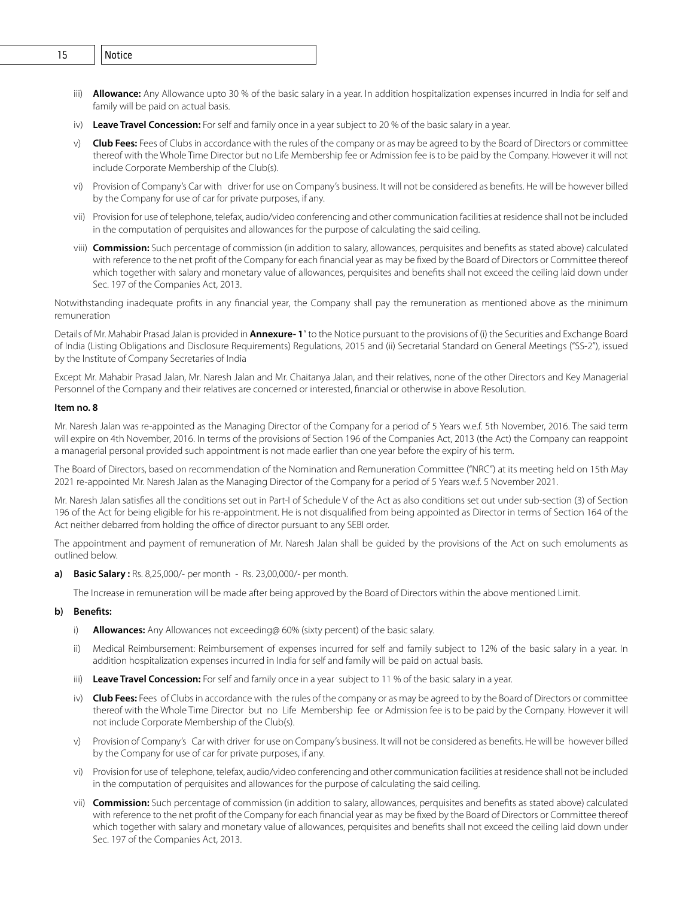iii) **Allowance:** Any Allowance upto 30 % of the basic salary in a year. In addition hospitalization expenses incurred in India for self and family will be paid on actual basis.

iv) **Leave Travel Concession:** For self and family once in a year subject to 20 % of the basic salary in a year.

v) **Club Fees:** Fees of Clubs in accordance with the rules of the company or as may be agreed to by the Board of Directors or committee thereof with the Whole Time Director but no Life Membership fee or Admission fee is to be paid by the Company. However it will not include Corporate Membership of the Club(s).

vi) Provision of Company's Car with driver for use on Company's business. It will not be considered as benefits. He will be however billed by the Company for use of car for private purposes, if any.

vii) Provision for use of telephone, telefax, audio/video conferencing and other communication facilities at residence shall not be included in the computation of perquisites and allowances for the purpose of calculating the said ceiling.

viii) **Commission:** Such percentage of commission (in addition to salary, allowances, perquisites and benefits as stated above) calculated with reference to the net profit of the Company for each financial year as may be fixed by the Board of Directors or Committee thereof which together with salary and monetary value of allowances, perquisites and benefits shall not exceed the ceiling laid down under Sec. 197 of the Companies Act, 2013.

Notwithstanding inadequate profits in any financial year, the Company shall pay the remuneration as mentioned above as the minimum remuneration

Details of Mr. Mahabir Prasad Jalan is provided in **Annexure- 1**" to the Notice pursuant to the provisions of (i) the Securities and Exchange Board of India (Listing Obligations and Disclosure Requirements) Regulations, 2015 and (ii) Secretarial Standard on General Meetings ("SS-2"), issued by the Institute of Company Secretaries of India

Except Mr. Mahabir Prasad Jalan, Mr. Naresh Jalan and Mr. Chaitanya Jalan, and their relatives, none of the other Directors and Key Managerial Personnel of the Company and their relatives are concerned or interested, financial or otherwise in above Resolution.

**Item no. 8**

Mr. Naresh Jalan was re-appointed as the Managing Director of the Company for a period of 5 Years w.e.f. 5th November, 2016. The said term will expire on 4th November, 2016. In terms of the provisions of Section 196 of the Companies Act, 2013 (the Act) the Company can reappoint a managerial personal provided such appointment is not made earlier than one year before the expiry of his term.

The Board of Directors, based on recommendation of the Nomination and Remuneration Committee ("NRC") at its meeting held on 15th May 2021 re-appointed Mr. Naresh Jalan as the Managing Director of the Company for a period of 5 Years w.e.f. 5 November 2021.

Mr. Naresh Jalan satisfies all the conditions set out in Part-I of Schedule V of the Act as also conditions set out under sub-section (3) of Section 196 of the Act for being eligible for his re-appointment. He is not disqualified from being appointed as Director in terms of Section 164 of the Act neither debarred from holding the office of director pursuant to any SEBI order.

The appointment and payment of remuneration of Mr. Naresh Jalan shall be guided by the provisions of the Act on such emoluments as outlined below.

**a) Basic Salary :** Rs. 8,25,000/- per month - Rs. 23,00,000/- per month.

The Increase in remuneration will be made after being approved by the Board of Directors within the above mentioned Limit.

**b) Benefits:**

i) **Allowances:** Any Allowances not exceeding@ 60% (sixty percent) of the basic salary.

ii) Medical Reimbursement: Reimbursement of expenses incurred for self and family subject to 12% of the basic salary in a year. In addition hospitalization expenses incurred in India for self and family will be paid on actual basis.

iii) **Leave Travel Concession:** For self and family once in a year subject to 11 % of the basic salary in a year.

iv) **Club Fees:** Fees of Clubs in accordance with the rules of the company or as may be agreed to by the Board of Directors or committee thereof with the Whole Time Director but no Life Membership fee or Admission fee is to be paid by the Company. However it will not include Corporate Membership of the Club(s).

v) Provision of Company's Car with driver for use on Company's business. It will not be considered as benefits. He will be however billed by the Company for use of car for private purposes, if any.

vi) Provision for use of telephone, telefax, audio/video conferencing and other communication facilities at residence shall not be included in the computation of perquisites and allowances for the purpose of calculating the said ceiling.

vii) **Commission:** Such percentage of commission (in addition to salary, allowances, perquisites and benefits as stated above) calculated with reference to the net profit of the Company for each financial year as may be fixed by the Board of Directors or Committee thereof which together with salary and monetary value of allowances, perquisites and benefits shall not exceed the ceiling laid down under Sec. 197 of the Companies Act, 2013.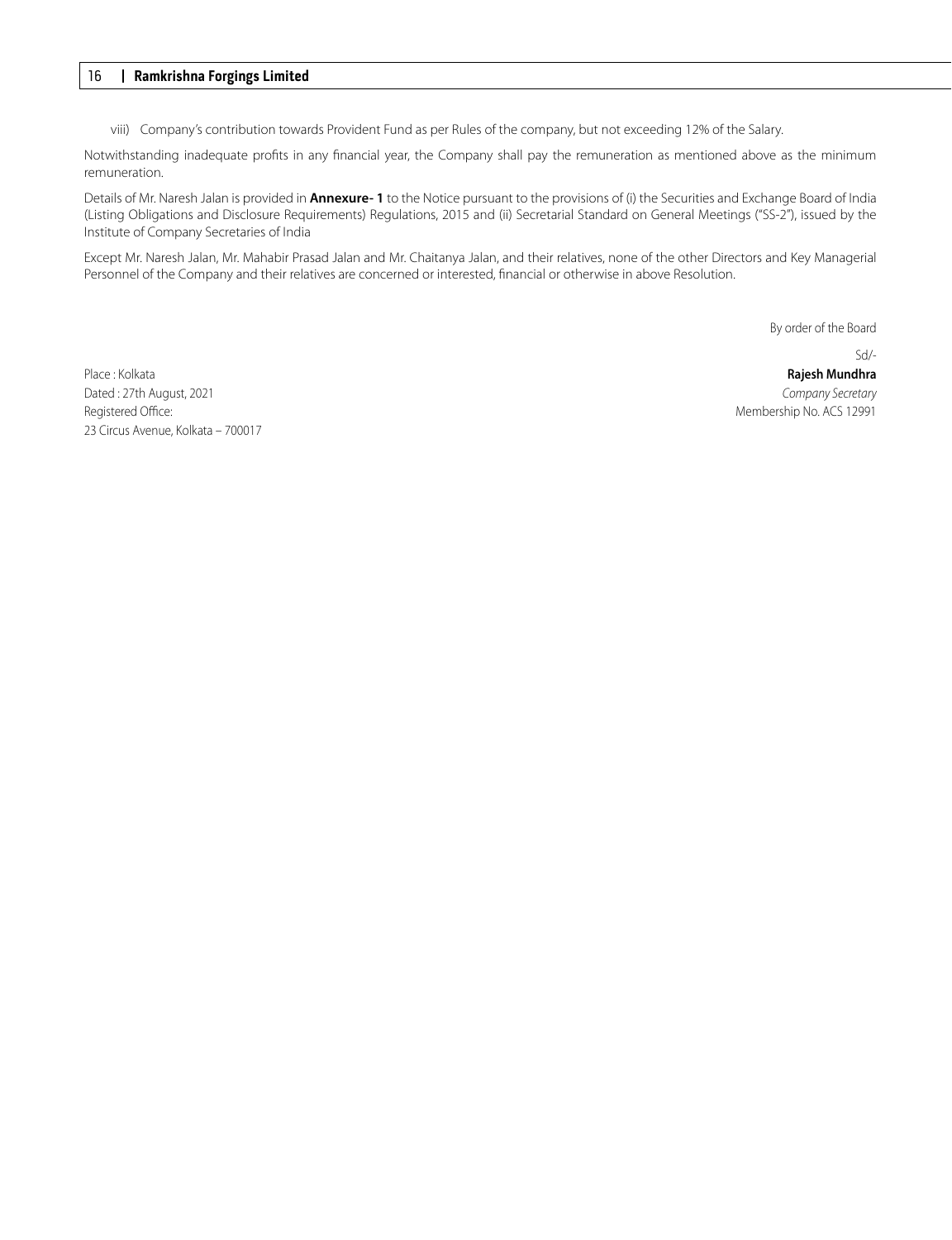viii) Company's contribution towards Provident Fund as per Rules of the company, but not exceeding 12% of the Salary.

Notwithstanding inadequate profits in any financial year, the Company shall pay the remuneration as mentioned above as the minimum remuneration.

Details of Mr. Naresh Jalan is provided in **Annexure- 1** to the Notice pursuant to the provisions of (i) the Securities and Exchange Board of India (Listing Obligations and Disclosure Requirements) Regulations, 2015 and (ii) Secretarial Standard on General Meetings ("SS-2"), issued by the Institute of Company Secretaries of India

Except Mr. Naresh Jalan, Mr. Mahabir Prasad Jalan and Mr. Chaitanya Jalan, and their relatives, none of the other Directors and Key Managerial Personnel of the Company and their relatives are concerned or interested, financial or otherwise in above Resolution.

By order of the Board

Sd/-

**Rajesh Mundhra**
*Company Secretary*
Membership No. ACS 12991

Place : Kolkata
Dated : 27th August, 2021
Registered Office:
23 Circus Avenue, Kolkata – 700017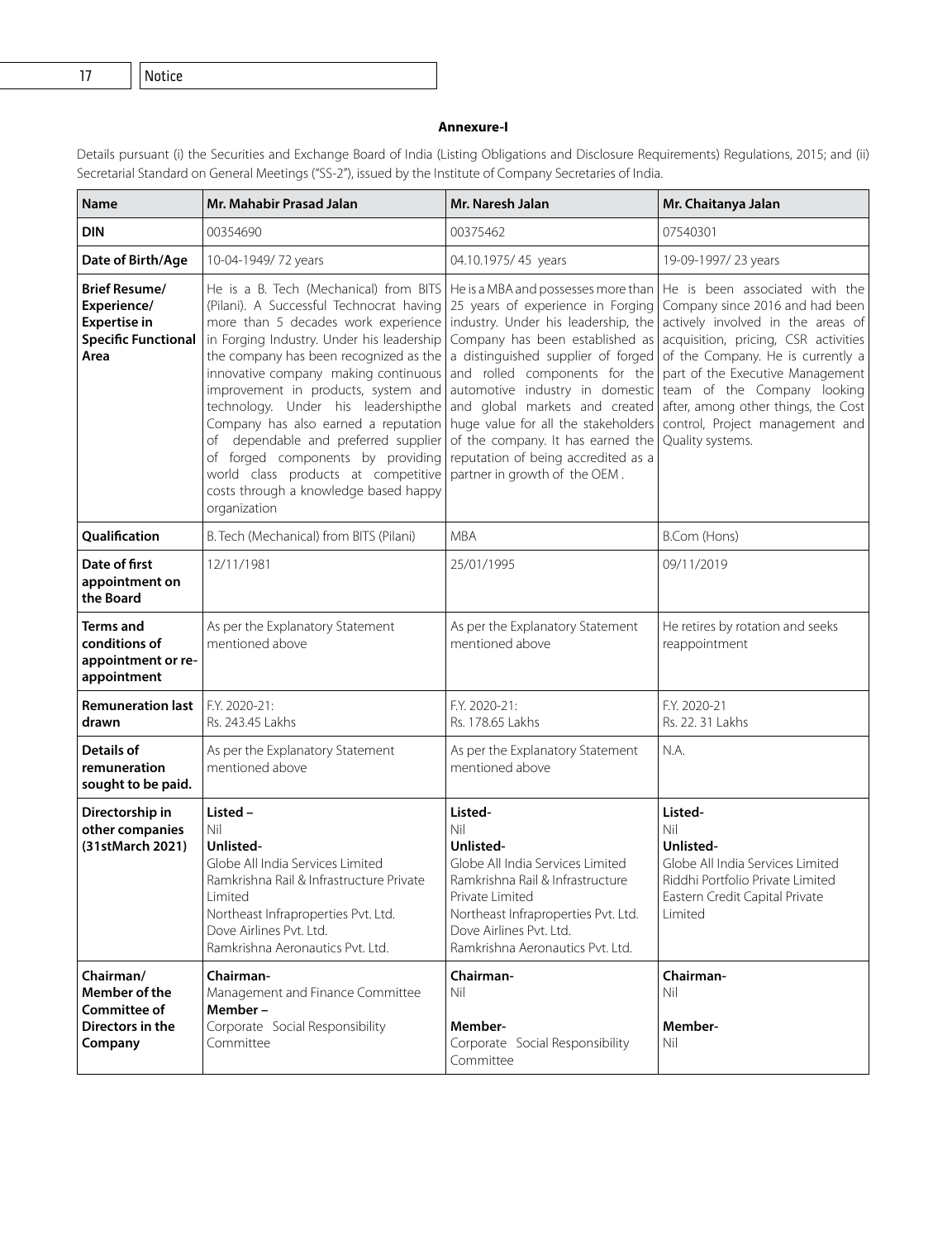## Annexure-I

Details pursuant (i) the Securities and Exchange Board of India (Listing Obligations and Disclosure Requirements) Regulations, 2015; and (ii) Secretarial Standard on General Meetings ("SS-2"), issued by the Institute of Company Secretaries of India.

| Name | Mr. Mahabir Prasad Jalan | Mr. Naresh Jalan | Mr. Chaitanya Jalan |
|---|---|---|---|
| DIN | 00354690 | 00375462 | 07540301 |
| Date of Birth/Age | 10-04-1949/ 72 years | 04.10.1975/ 45 years | 19-09-1997/ 23 years |
| Brief Resume/ Experience/ Expertise in Specific Functional Area | He is a B. Tech (Mechanical) from BITS (Pilani). A Successful Technocrat having more than 5 decades work experience in Forging Industry. Under his leadership the company has been recognized as the innovative company making continuous improvement in products, system and technology. Under his leadershipthe Company has also earned a reputation of dependable and preferred supplier of forged components by providing world class products at competitive costs through a knowledge based happy organization | He is a MBA and possesses more than 25 years of experience in Forging industry. Under his leadership, the Company has been established as a distinguished supplier of forged and rolled components for the automotive industry in domestic and global markets and created huge value for all the stakeholders of the company. It has earned the reputation of being accredited as a partner in growth of the OEM . | He is been associated with the Company since 2016 and had been actively involved in the areas of acquisition, pricing, CSR activities of the Company. He is currently a part of the Executive Management team of the Company looking after, among other things, the Cost control, Project management and Quality systems. |
| Qualification | B. Tech (Mechanical) from BITS (Pilani) | MBA | B.Com (Hons) |
| Date of first appointment on the Board | 12/11/1981 | 25/01/1995 | 09/11/2019 |
| Terms and conditions of appointment or re-appointment | As per the Explanatory Statement mentioned above | As per the Explanatory Statement mentioned above | He retires by rotation and seeks reappointment |
| Remuneration last drawn | F.Y. 2020-21:<br>Rs. 243.45 Lakhs | F.Y. 2020-21:<br>Rs. 178.65 Lakhs | F.Y. 2020-21<br>Rs. 22. 31 Lakhs |
| Details of remuneration sought to be paid. | As per the Explanatory Statement mentioned above | As per the Explanatory Statement mentioned above | N.A. |
| Directorship in other companies (31stMarch 2021) | **Listed –**<br>Nil<br>**Unlisted-**<br>Globe All India Services Limited<br>Ramkrishna Rail & Infrastructure Private Limited<br>Northeast Infraproperties Pvt. Ltd.<br>Dove Airlines Pvt. Ltd.<br>Ramkrishna Aeronautics Pvt. Ltd. | **Listed-**<br>Nil<br>**Unlisted-**<br>Globe All India Services Limited<br>Ramkrishna Rail & Infrastructure Private Limited<br>Northeast Infraproperties Pvt. Ltd.<br>Dove Airlines Pvt. Ltd.<br>Ramkrishna Aeronautics Pvt. Ltd. | **Listed-**<br>Nil<br>**Unlisted-**<br>Globe All India Services Limited<br>Riddhi Portfolio Private Limited<br>Eastern Credit Capital Private Limited |
| Chairman/ Member of the Committee of Directors in the Company | **Chairman-**<br>Management and Finance Committee<br>**Member –**<br>Corporate Social Responsibility Committee | **Chairman-**<br>Nil<br>**Member-**<br>Corporate Social Responsibility Committee | **Chairman-**<br>Nil<br>**Member-**<br>Nil |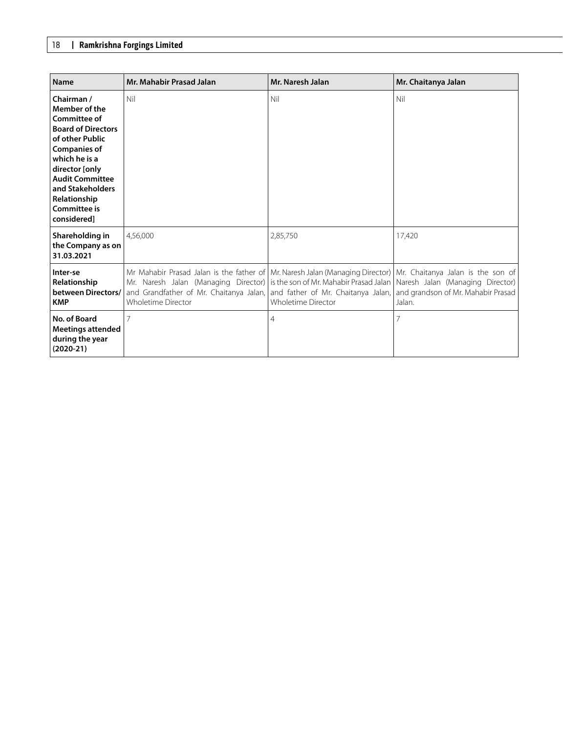| Name | Mr. Mahabir Prasad Jalan | Mr. Naresh Jalan | Mr. Chaitanya Jalan |
|---|---|---|---|
| **Chairman / Member of the Committee of Board of Directors of other Public Companies of which he is a director [only Audit Committee and Stakeholders Relationship Committee is considered]** | Nil | Nil | Nil |
| **Shareholding in the Company as on 31.03.2021** | 4,56,000 | 2,85,750 | 17,420 |
| **Inter-se Relationship between Directors/ KMP** | Mr Mahabir Prasad Jalan is the father of Mr. Naresh Jalan (Managing Director) and Grandfather of Mr. Chaitanya Jalan, Wholetime Director | Mr. Naresh Jalan (Managing Director) is the son of Mr. Mahabir Prasad Jalan and father of Mr. Chaitanya Jalan, Wholetime Director | Mr. Chaitanya Jalan is the son of Naresh Jalan (Managing Director) and grandson of Mr. Mahabir Prasad Jalan. |
| **No. of Board Meetings attended during the year (2020-21)** | 7 | 4 | 7 |